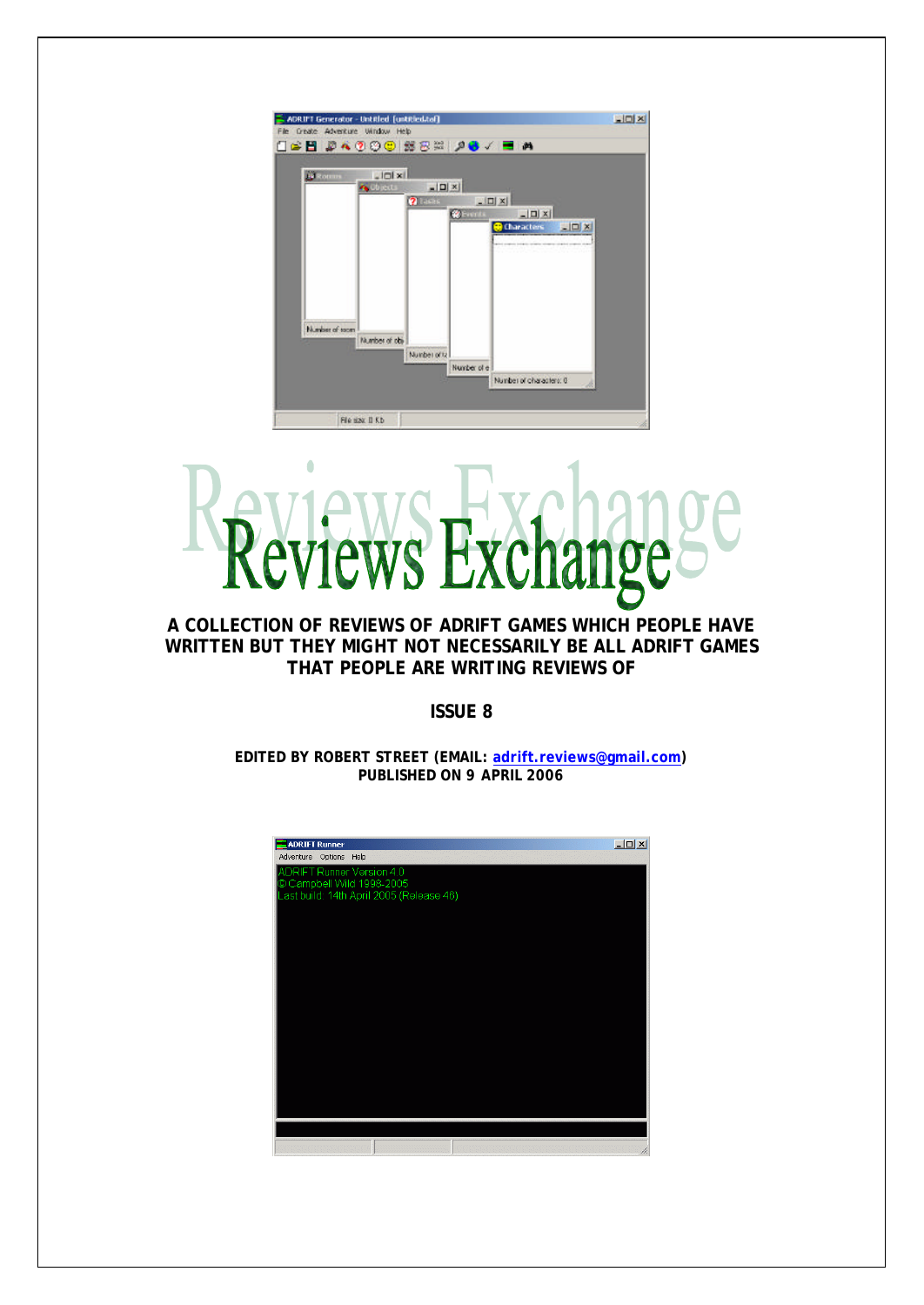# Reviews Exchange

**A COLLECTION OF REVIEWS OF ADRIFT GAMES WHICH PEOPLE HAVE WRITTEN BUT THEY MIGHT NOT NECESSARILY BE ALL ADRIFT GAMES THAT PEOPLE ARE WRITING REVIEWS OF**

**ISSUE 8**

**EDITED BY ROBERT STREET (EMAIL: adrift.reviews@gmail.com)**
**PUBLISHED ON 9 APRIL 2006**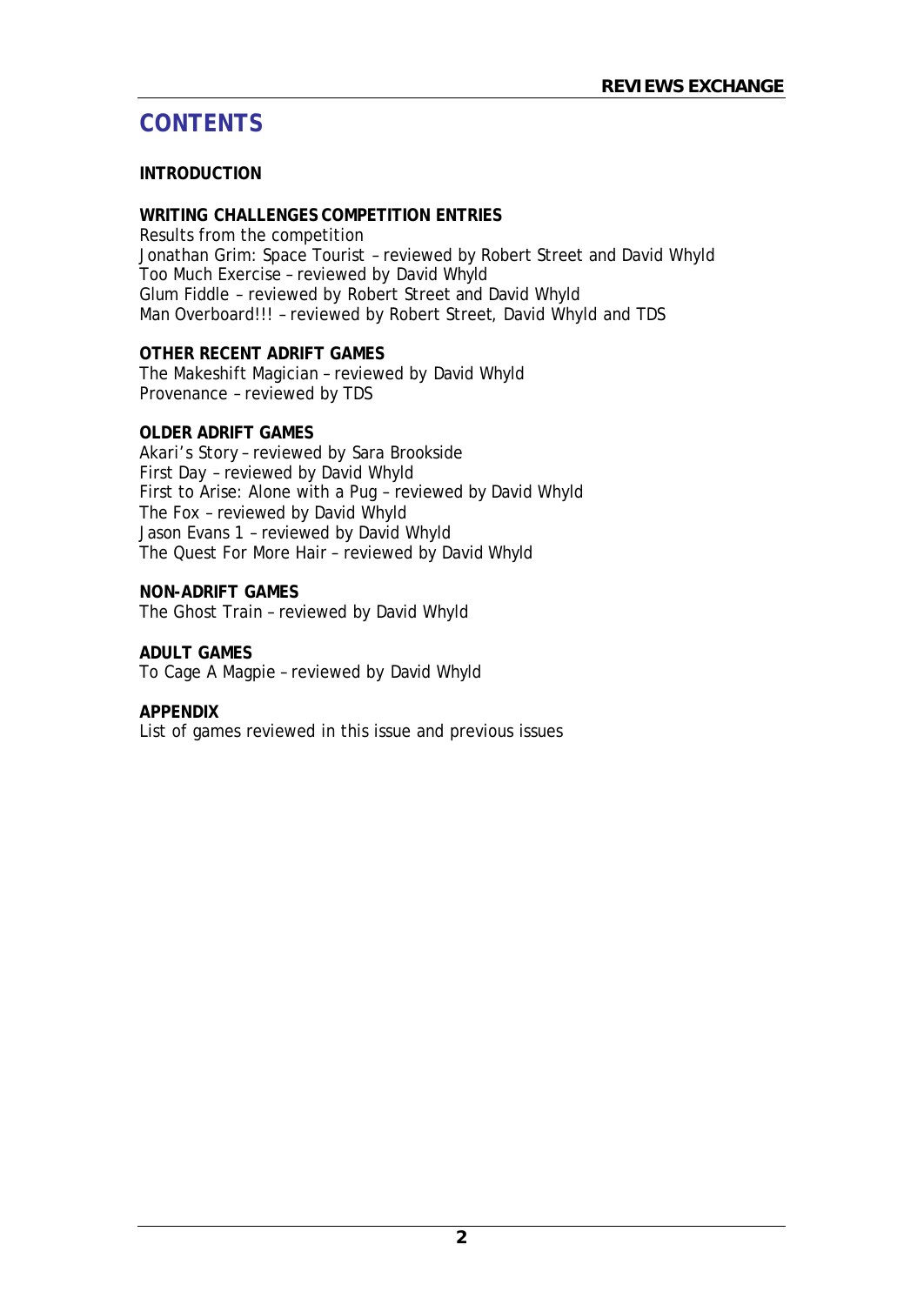# CONTENTS

**INTRODUCTION**

**WRITING CHALLENGES COMPETITION ENTRIES**
Results from the competition
Jonathan Grim: Space Tourist – reviewed by Robert Street and David Whyld
Too Much Exercise – reviewed by David Whyld
Glum Fiddle – reviewed by Robert Street and David Whyld
Man Overboard!!! – reviewed by Robert Street, David Whyld and TDS

**OTHER RECENT ADRIFT GAMES**
The Makeshift Magician – reviewed by David Whyld
Provenance – reviewed by TDS

**OLDER ADRIFT GAMES**
Akari's Story – reviewed by Sara Brookside
First Day – reviewed by David Whyld
First to Arise: Alone with a Pug – reviewed by David Whyld
The Fox – reviewed by David Whyld
Jason Evans 1 – reviewed by David Whyld
The Quest For More Hair – reviewed by David Whyld

**NON-ADRIFT GAMES**
The Ghost Train – reviewed by David Whyld

**ADULT GAMES**
To Cage A Magpie – reviewed by David Whyld

**APPENDIX**
List of games reviewed in this issue and previous issues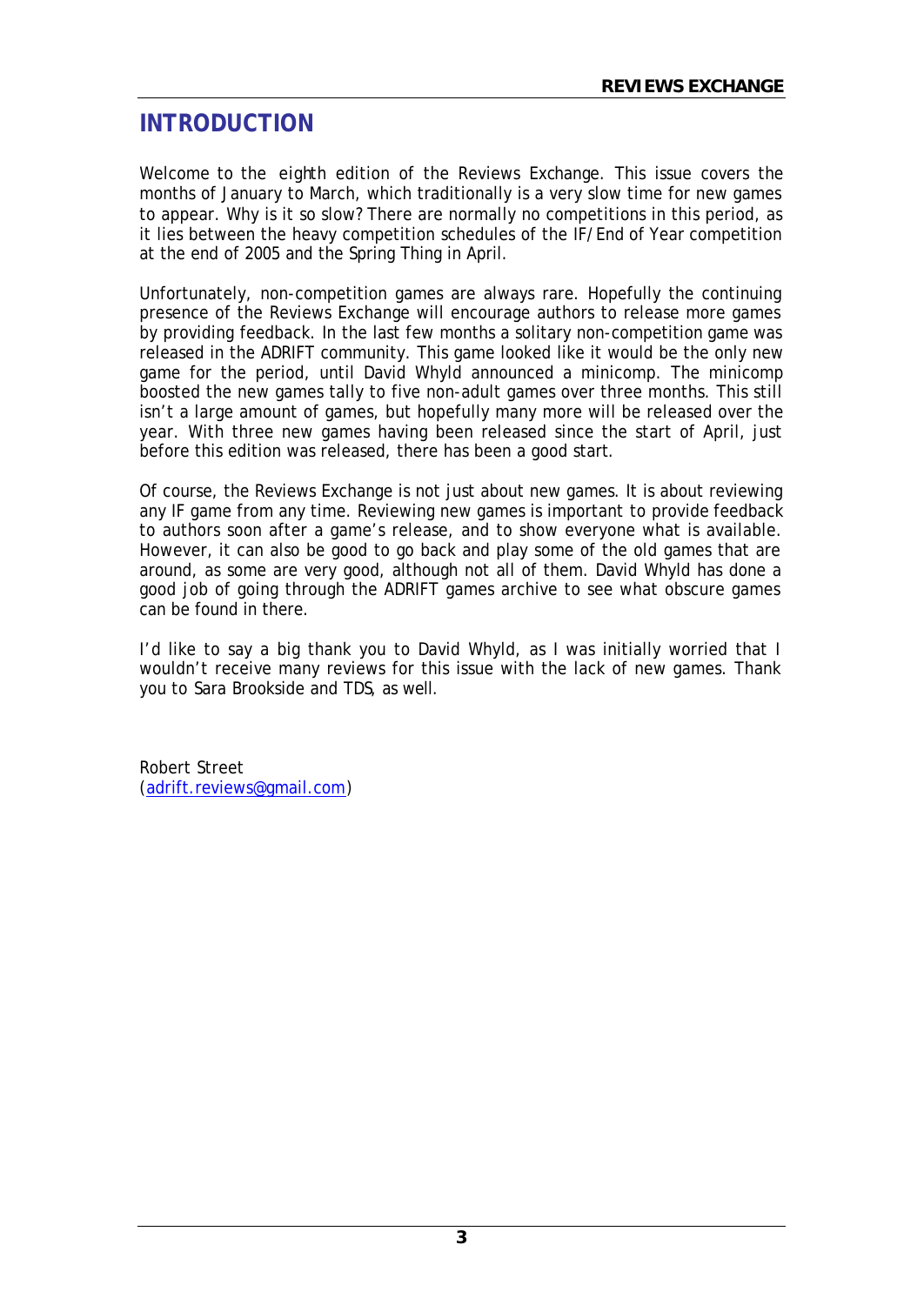# INTRODUCTION

Welcome to the eighth edition of the Reviews Exchange. This issue covers the months of January to March, which traditionally is a very slow time for new games to appear. Why is it so slow? There are normally no competitions in this period, as it lies between the heavy competition schedules of the IF/End of Year competition at the end of 2005 and the Spring Thing in April.

Unfortunately, non-competition games are always rare. Hopefully the continuing presence of the Reviews Exchange will encourage authors to release more games by providing feedback. In the last few months a solitary non-competition game was released in the ADRIFT community. This game looked like it would be the only new game for the period, until David Whyld announced a minicomp. The minicomp boosted the new games tally to five non-adult games over three months. This still isn't a large amount of games, but hopefully many more will be released over the year. With three new games having been released since the start of April, just before this edition was released, there has been a good start.

Of course, the Reviews Exchange is not just about new games. It is about reviewing any IF game from any time. Reviewing new games is important to provide feedback to authors soon after a game's release, and to show everyone what is available. However, it can also be good to go back and play some of the old games that are around, as some are very good, although not all of them. David Whyld has done a good job of going through the ADRIFT games archive to see what obscure games can be found in there.

I'd like to say a big thank you to David Whyld, as I was initially worried that I wouldn't receive many reviews for this issue with the lack of new games. Thank you to Sara Brookside and TDS, as well.

Robert Street
(adrift.reviews@gmail.com)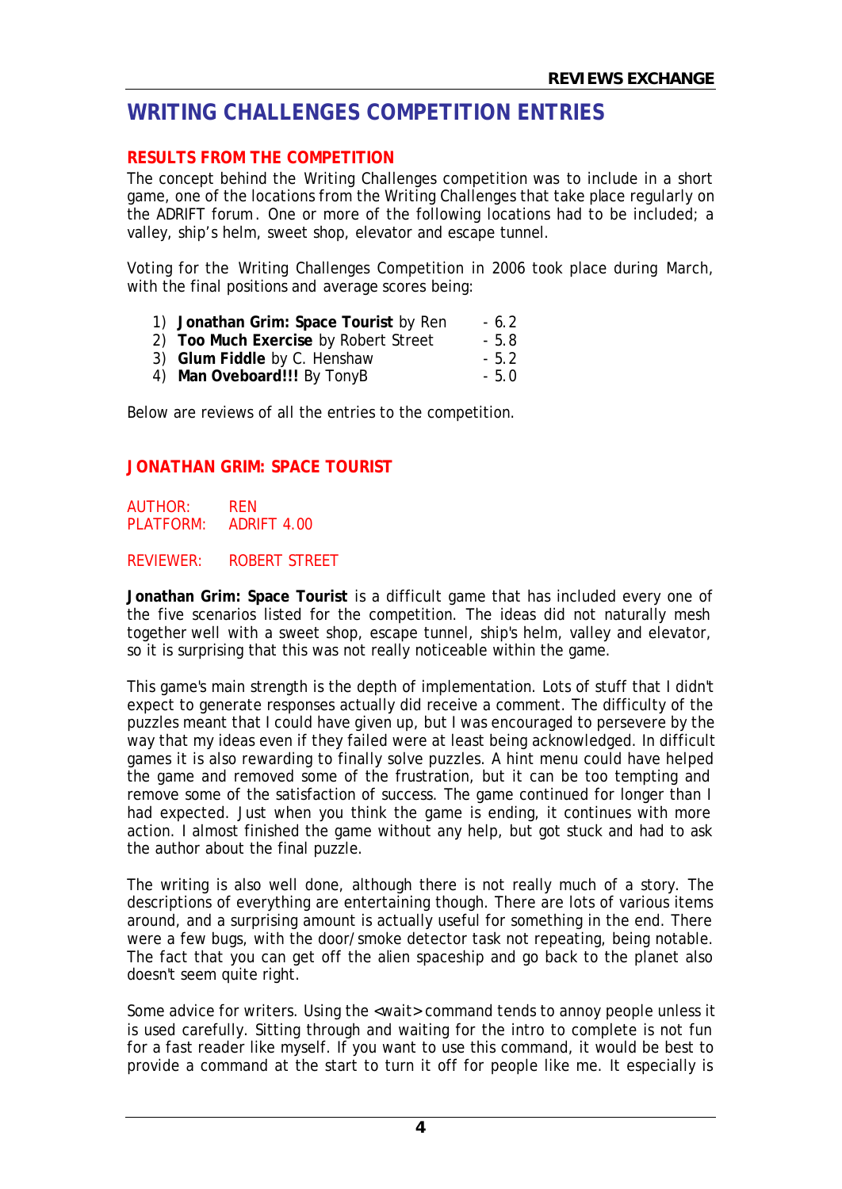## WRITING CHALLENGES COMPETITION ENTRIES

### RESULTS FROM THE COMPETITION

The concept behind the Writing Challenges competition was to include in a short game, one of the locations from the Writing Challenges that take place regularly on the ADRIFT forum. One or more of the following locations had to be included; a valley, ship's helm, sweet shop, elevator and escape tunnel.

Voting for the Writing Challenges Competition in 2006 took place during March, with the final positions and average scores being:

1) **Jonathan Grim: Space Tourist** by Ren - 6.2
2) **Too Much Exercise** by Robert Street - 5.8
3) **Glum Fiddle** by C. Henshaw - 5.2
4) **Man Oveboard!!!** By TonyB - 5.0

Below are reviews of all the entries to the competition.

### JONATHAN GRIM: SPACE TOURIST

AUTHOR: REN
PLATFORM: ADRIFT 4.00

REVIEWER: ROBERT STREET

**Jonathan Grim: Space Tourist** is a difficult game that has included every one of the five scenarios listed for the competition. The ideas did not naturally mesh together well with a sweet shop, escape tunnel, ship's helm, valley and elevator, so it is surprising that this was not really noticeable within the game.

This game's main strength is the depth of implementation. Lots of stuff that I didn't expect to generate responses actually did receive a comment. The difficulty of the puzzles meant that I could have given up, but I was encouraged to persevere by the way that my ideas even if they failed were at least being acknowledged. In difficult games it is also rewarding to finally solve puzzles. A hint menu could have helped the game and removed some of the frustration, but it can be too tempting and remove some of the satisfaction of success. The game continued for longer than I had expected. Just when you think the game is ending, it continues with more action. I almost finished the game without any help, but got stuck and had to ask the author about the final puzzle.

The writing is also well done, although there is not really much of a story. The descriptions of everything are entertaining though. There are lots of various items around, and a surprising amount is actually useful for something in the end. There were a few bugs, with the door/smoke detector task not repeating, being notable. The fact that you can get off the alien spaceship and go back to the planet also doesn't seem quite right.

Some advice for writers. Using the <wait> command tends to annoy people unless it is used carefully. Sitting through and waiting for the intro to complete is not fun for a fast reader like myself. If you want to use this command, it would be best to provide a command at the start to turn it off for people like me. It especially is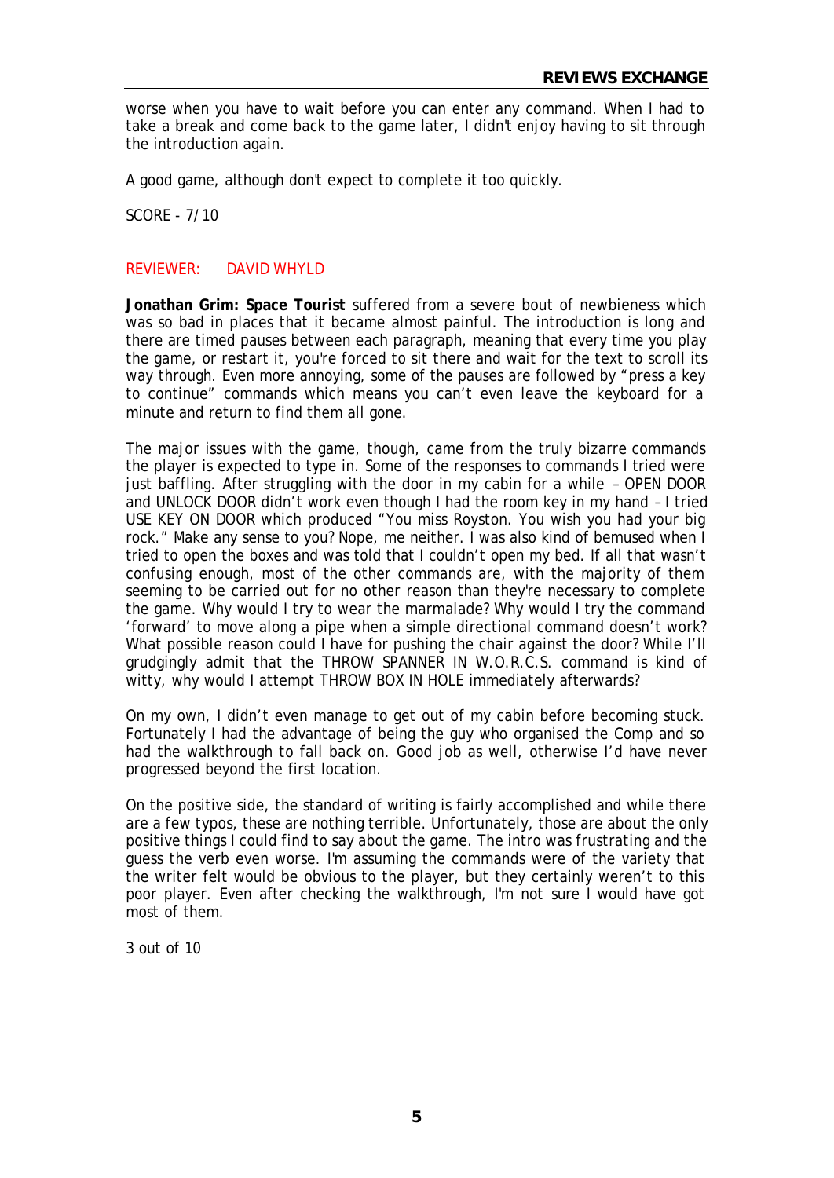worse when you have to wait before you can enter any command. When I had to take a break and come back to the game later, I didn't enjoy having to sit through the introduction again.

A good game, although don't expect to complete it too quickly.

SCORE - 7/10

REVIEWER: DAVID WHYLD

**Jonathan Grim: Space Tourist** suffered from a severe bout of newbieness which was so bad in places that it became almost painful. The introduction is long and there are timed pauses between each paragraph, meaning that every time you play the game, or restart it, you're forced to sit there and wait for the text to scroll its way through. Even more annoying, some of the pauses are followed by "press a key to continue" commands which means you can't even leave the keyboard for a minute and return to find them all gone.

The major issues with the game, though, came from the truly bizarre commands the player is expected to type in. Some of the responses to commands I tried were just baffling. After struggling with the door in my cabin for a while – OPEN DOOR and UNLOCK DOOR didn't work even though I had the room key in my hand – I tried USE KEY ON DOOR which produced "You miss Royston. You wish you had your big rock." Make any sense to you? Nope, me neither. I was also kind of bemused when I tried to open the boxes and was told that I couldn't open my bed. If all that wasn't confusing enough, most of the other commands are, with the majority of them seeming to be carried out for no other reason than they're necessary to complete the game. Why would I try to wear the marmalade? Why would I try the command 'forward' to move along a pipe when a simple directional command doesn't work? What possible reason could I have for pushing the chair against the door? While I'll grudgingly admit that the THROW SPANNER IN W.O.R.C.S. command is kind of witty, why would I attempt THROW BOX IN HOLE immediately afterwards?

On my own, I didn't even manage to get out of my cabin before becoming stuck. Fortunately I had the advantage of being the guy who organised the Comp and so had the walkthrough to fall back on. Good job as well, otherwise I'd have never progressed beyond the first location.

On the positive side, the standard of writing is fairly accomplished and while there are a few typos, these are nothing terrible. Unfortunately, those are about the only positive things I could find to say about the game. The intro was frustrating and the guess the verb even worse. I'm assuming the commands were of the variety that the writer felt would be obvious to the player, but they certainly weren't to this poor player. Even after checking the walkthrough, I'm not sure I would have got most of them.

3 out of 10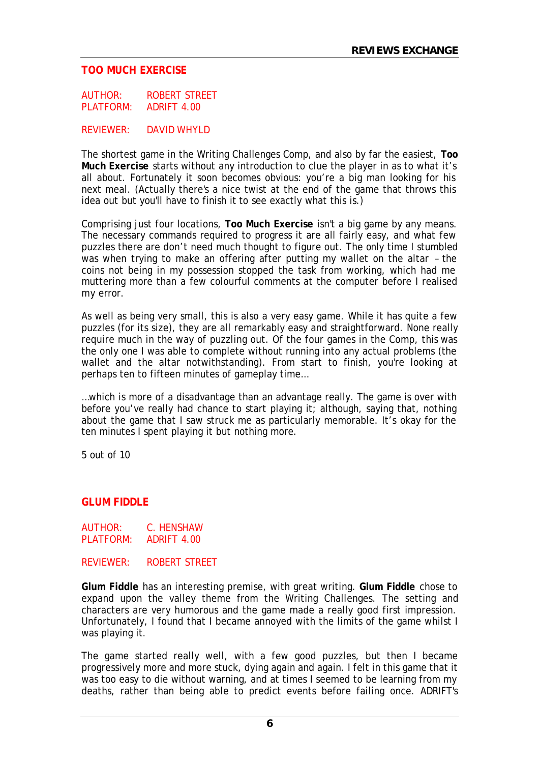## TOO MUCH EXERCISE

AUTHOR: ROBERT STREET
PLATFORM: ADRIFT 4.00

REVIEWER: DAVID WHYLD

The shortest game in the Writing Challenges Comp, and also by far the easiest, **Too Much Exercise** starts without any introduction to clue the player in as to what it's all about. Fortunately it soon becomes obvious: you're a big man looking for his next meal. (Actually there's a nice twist at the end of the game that throws this idea out but you'll have to finish it to see exactly what this is.)

Comprising just four locations, **Too Much Exercise** isn't a big game by any means. The necessary commands required to progress it are all fairly easy, and what few puzzles there are don't need much thought to figure out. The only time I stumbled was when trying to make an offering after putting my wallet on the altar – the coins not being in my possession stopped the task from working, which had me muttering more than a few colourful comments at the computer before I realised my error.

As well as being very small, this is also a very easy game. While it has quite a few puzzles (for its size), they are all remarkably easy and straightforward. None really require much in the way of puzzling out. Of the four games in the Comp, this was the only one I was able to complete without running into any actual problems (the wallet and the altar notwithstanding). From start to finish, you're looking at perhaps ten to fifteen minutes of gameplay time…

…which is more of a disadvantage than an advantage really. The game is over with before you've really had chance to start playing it; although, saying that, nothing about the game that I saw struck me as particularly memorable. It's okay for the ten minutes I spent playing it but nothing more.

5 out of 10

## GLUM FIDDLE

AUTHOR: C. HENSHAW
PLATFORM: ADRIFT 4.00

REVIEWER: ROBERT STREET

**Glum Fiddle** has an interesting premise, with great writing. **Glum Fiddle** chose to expand upon the valley theme from the Writing Challenges. The setting and characters are very humorous and the game made a really good first impression. Unfortunately, I found that I became annoyed with the limits of the game whilst I was playing it.

The game started really well, with a few good puzzles, but then I became progressively more and more stuck, dying again and again. I felt in this game that it was too easy to die without warning, and at times I seemed to be learning from my deaths, rather than being able to predict events before failing once. ADRIFT's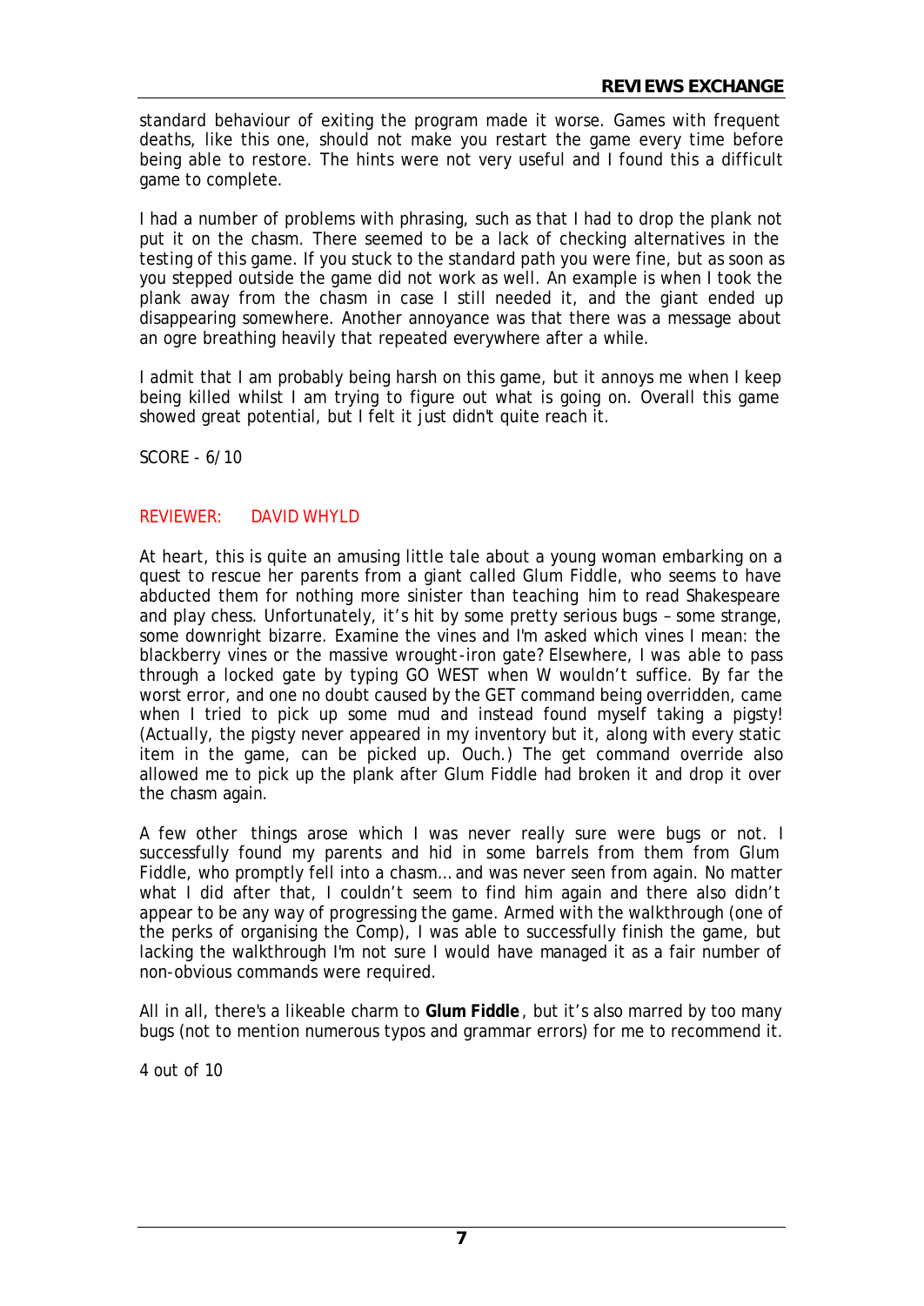standard behaviour of exiting the program made it worse. Games with frequent deaths, like this one, should not make you restart the game every time before being able to restore. The hints were not very useful and I found this a difficult game to complete.

I had a number of problems with phrasing, such as that I had to drop the plank not put it on the chasm. There seemed to be a lack of checking alternatives in the testing of this game. If you stuck to the standard path you were fine, but as soon as you stepped outside the game did not work as well. An example is when I took the plank away from the chasm in case I still needed it, and the giant ended up disappearing somewhere. Another annoyance was that there was a message about an ogre breathing heavily that repeated everywhere after a while.

I admit that I am probably being harsh on this game, but it annoys me when I keep being killed whilst I am trying to figure out what is going on. Overall this game showed great potential, but I felt it just didn't quite reach it.

SCORE - 6/10

REVIEWER: DAVID WHYLD

At heart, this is quite an amusing little tale about a young woman embarking on a quest to rescue her parents from a giant called Glum Fiddle, who seems to have abducted them for nothing more sinister than teaching him to read Shakespeare and play chess. Unfortunately, it's hit by some pretty serious bugs – some strange, some downright bizarre. Examine the vines and I'm asked which vines I mean: the blackberry vines or the massive wrought-iron gate? Elsewhere, I was able to pass through a locked gate by typing GO WEST when W wouldn't suffice. By far the worst error, and one no doubt caused by the GET command being overridden, came when I tried to pick up some mud and instead found myself taking a pigsty! (Actually, the pigsty never appeared in my inventory but it, along with every static item in the game, can be picked up. Ouch.) The get command override also allowed me to pick up the plank after Glum Fiddle had broken it and drop it over the chasm again.

A few other things arose which I was never really sure were bugs or not. I successfully found my parents and hid in some barrels from them from Glum Fiddle, who promptly fell into a chasm… and was never seen from again. No matter what I did after that, I couldn't seem to find him again and there also didn't appear to be any way of progressing the game. Armed with the walkthrough (one of the perks of organising the Comp), I was able to successfully finish the game, but lacking the walkthrough I'm not sure I would have managed it as a fair number of non-obvious commands were required.

All in all, there's a likeable charm to **Glum Fiddle**, but it's also marred by too many bugs (not to mention numerous typos and grammar errors) for me to recommend it.

4 out of 10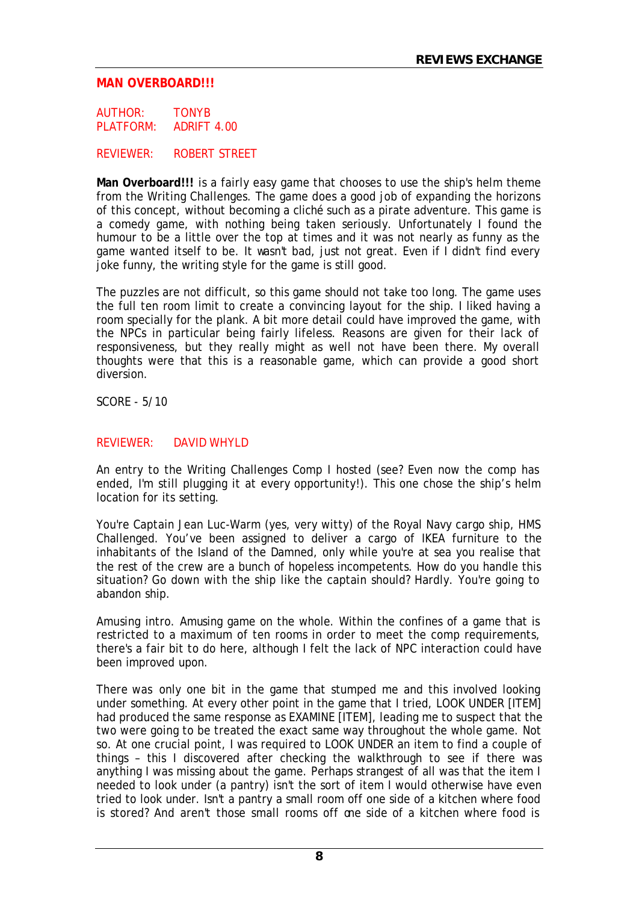## MAN OVERBOARD!!!

AUTHOR: TONYB
PLATFORM: ADRIFT 4.00

REVIEWER: ROBERT STREET

**Man Overboard!!!** is a fairly easy game that chooses to use the ship's helm theme from the Writing Challenges. The game does a good job of expanding the horizons of this concept, without becoming a cliché such as a pirate adventure. This game is a comedy game, with nothing being taken seriously. Unfortunately I found the humour to be a little over the top at times and it was not nearly as funny as the game wanted itself to be. It wasn't bad, just not great. Even if I didn't find every joke funny, the writing style for the game is still good.

The puzzles are not difficult, so this game should not take too long. The game uses the full ten room limit to create a convincing layout for the ship. I liked having a room specially for the plank. A bit more detail could have improved the game, with the NPCs in particular being fairly lifeless. Reasons are given for their lack of responsiveness, but they really might as well not have been there. My overall thoughts were that this is a reasonable game, which can provide a good short diversion.

SCORE - 5/10

REVIEWER: DAVID WHYLD

An entry to the Writing Challenges Comp I hosted (see? Even now the comp has ended, I'm still plugging it at every opportunity!). This one chose the ship's helm location for its setting.

You're Captain Jean Luc-Warm (yes, very witty) of the Royal Navy cargo ship, HMS Challenged. You've been assigned to deliver a cargo of IKEA furniture to the inhabitants of the Island of the Damned, only while you're at sea you realise that the rest of the crew are a bunch of hopeless incompetents. How do you handle this situation? Go down with the ship like the captain should? Hardly. You're going to abandon ship.

Amusing intro. Amusing game on the whole. Within the confines of a game that is restricted to a maximum of ten rooms in order to meet the comp requirements, there's a fair bit to do here, although I felt the lack of NPC interaction could have been improved upon.

There was only one bit in the game that stumped me and this involved looking under something. At every other point in the game that I tried, LOOK UNDER [ITEM] had produced the same response as EXAMINE [ITEM], leading me to suspect that the two were going to be treated the exact same way throughout the whole game. Not so. At one crucial point, I was required to LOOK UNDER an item to find a couple of things – this I discovered after checking the walkthrough to see if there was anything I was missing about the game. Perhaps strangest of all was that the item I needed to look under (a pantry) isn't the sort of item I would otherwise have even tried to look under. Isn't a pantry a small room off one side of a kitchen where food is stored? And aren't those small rooms off one side of a kitchen where food is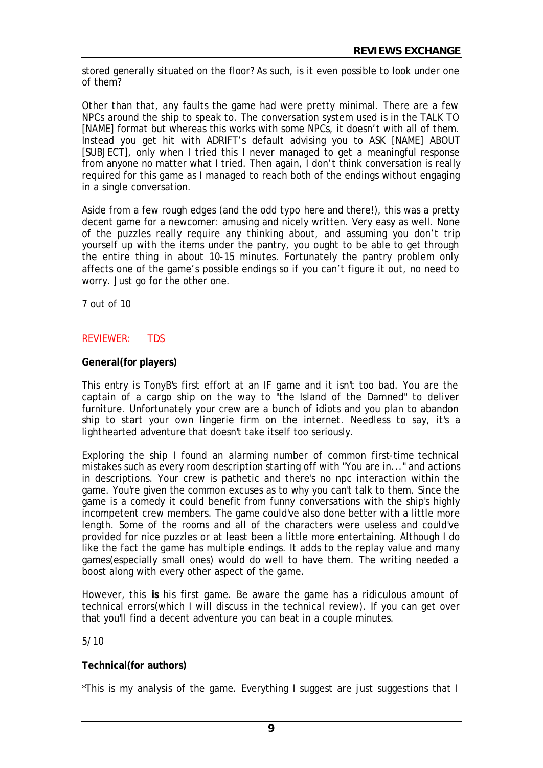stored generally situated on the floor? As such, is it even possible to look under one of them?

Other than that, any faults the game had were pretty minimal. There are a few NPCs around the ship to speak to. The conversation system used is in the TALK TO [NAME] format but whereas this works with some NPCs, it doesn't with all of them. Instead you get hit with ADRIFT's default advising you to ASK [NAME] ABOUT [SUBJECT], only when I tried this I never managed to get a meaningful response from anyone no matter what I tried. Then again, I don't think conversation is really required for this game as I managed to reach both of the endings without engaging in a single conversation.

Aside from a few rough edges (and the odd typo here and there!), this was a pretty decent game for a newcomer: amusing and nicely written. Very easy as well. None of the puzzles really require any thinking about, and assuming you don't trip yourself up with the items under the pantry, you ought to be able to get through the entire thing in about 10-15 minutes. Fortunately the pantry problem only affects one of the game's possible endings so if you can't figure it out, no need to worry. Just go for the other one.

7 out of 10

REVIEWER: TDS

**General(for players)**

This entry is TonyB's first effort at an IF game and it isn't too bad. You are the captain of a cargo ship on the way to "the Island of the Damned" to deliver furniture. Unfortunately your crew are a bunch of idiots and you plan to abandon ship to start your own lingerie firm on the internet. Needless to say, it's a lighthearted adventure that doesn't take itself too seriously.

Exploring the ship I found an alarming number of common first-time technical mistakes such as every room description starting off with "You are in..." and actions in descriptions. Your crew is pathetic and there's no npc interaction within the game. You're given the common excuses as to why you can't talk to them. Since the game is a comedy it could benefit from funny conversations with the ship's highly incompetent crew members. The game could've also done better with a little more length. Some of the rooms and all of the characters were useless and could've provided for nice puzzles or at least been a little more entertaining. Although I do like the fact the game has multiple endings. It adds to the replay value and many games(especially small ones) would do well to have them. The writing needed a boost along with every other aspect of the game.

However, this **is** his first game. Be aware the game has a ridiculous amount of technical errors(which I will discuss in the technical review). If you can get over that you'll find a decent adventure you can beat in a couple minutes.

5/10

**Technical(for authors)**

*This is my analysis of the game. Everything I suggest are just suggestions that I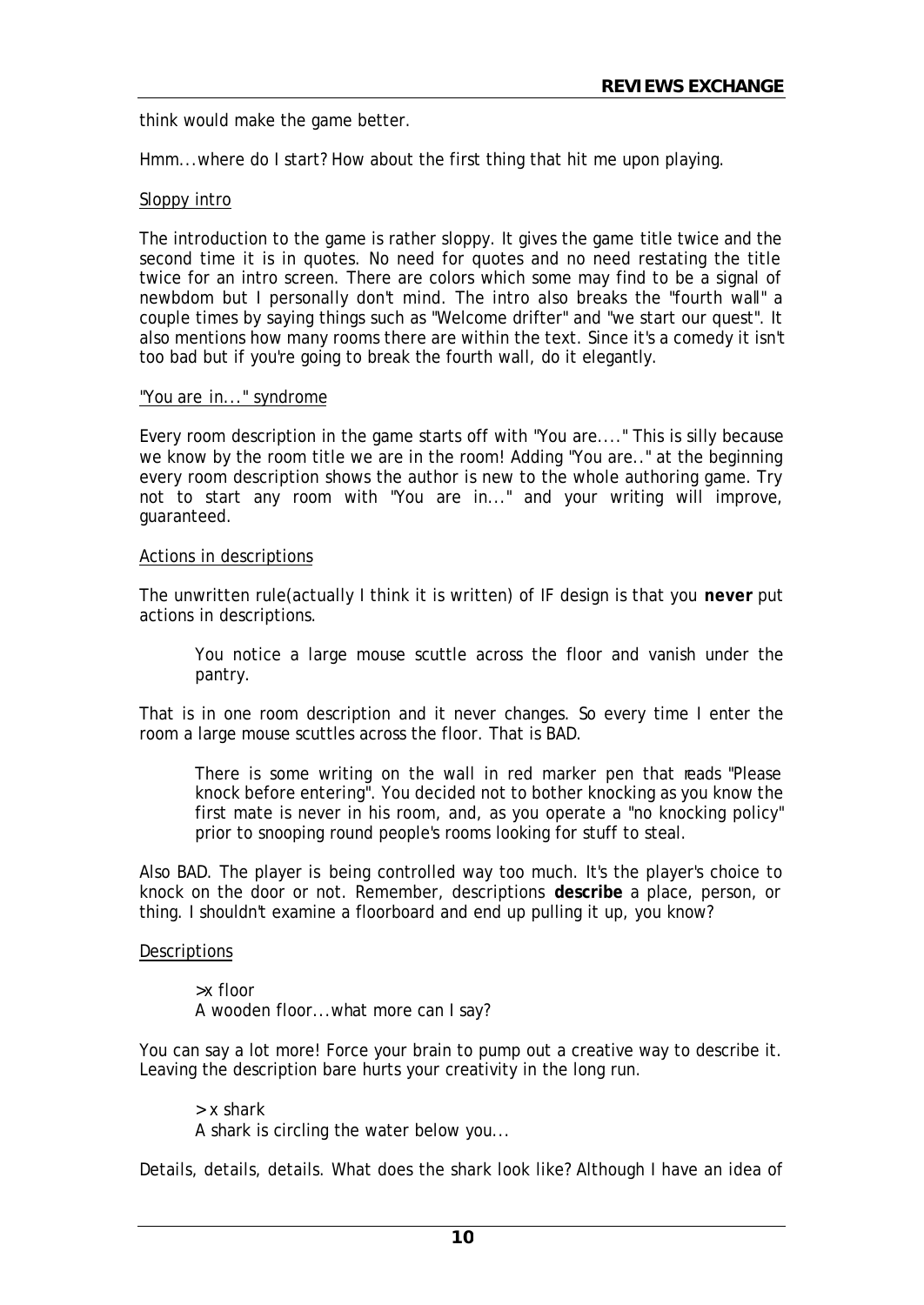think would make the game better.

Hmm...where do I start? How about the first thing that hit me upon playing.

Sloppy intro

The introduction to the game is rather sloppy. It gives the game title twice and the second time it is in quotes. No need for quotes and no need restating the title twice for an intro screen. There are colors which some may find to be a signal of newbdom but I personally don't mind. The intro also breaks the "fourth wall" a couple times by saying things such as "Welcome drifter" and "we start our quest". It also mentions how many rooms there are within the text. Since it's a comedy it isn't too bad but if you're going to break the fourth wall, do it elegantly.

"You are in..." syndrome

Every room description in the game starts off with "You are...." This is silly because we know by the room title we are in the room! Adding "You are.." at the beginning every room description shows the author is new to the whole authoring game. Try not to start any room with "You are in..." and your writing will improve, guaranteed.

Actions in descriptions

The unwritten rule(actually I think it is written) of IF design is that you **never** put actions in descriptions.

> You notice a large mouse scuttle across the floor and vanish under the pantry.

That is in one room description and it never changes. So every time I enter the room a large mouse scuttles across the floor. That is BAD.

> There is some writing on the wall in red marker pen that reads "Please knock before entering". You decided not to bother knocking as you know the first mate is never in his room, and, as you operate a "no knocking policy" prior to snooping round people's rooms looking for stuff to steal.

Also BAD. The player is being controlled way too much. It's the player's choice to knock on the door or not. Remember, descriptions **describe** a place, person, or thing. I shouldn't examine a floorboard and end up pulling it up, you know?

Descriptions

> >x floor
> A wooden floor...what more can I say?

You can say a lot more! Force your brain to pump out a creative way to describe it. Leaving the description bare hurts your creativity in the long run.

> > x shark
> A shark is circling the water below you...

Details, details, details. What does the shark look like? Although I have an idea of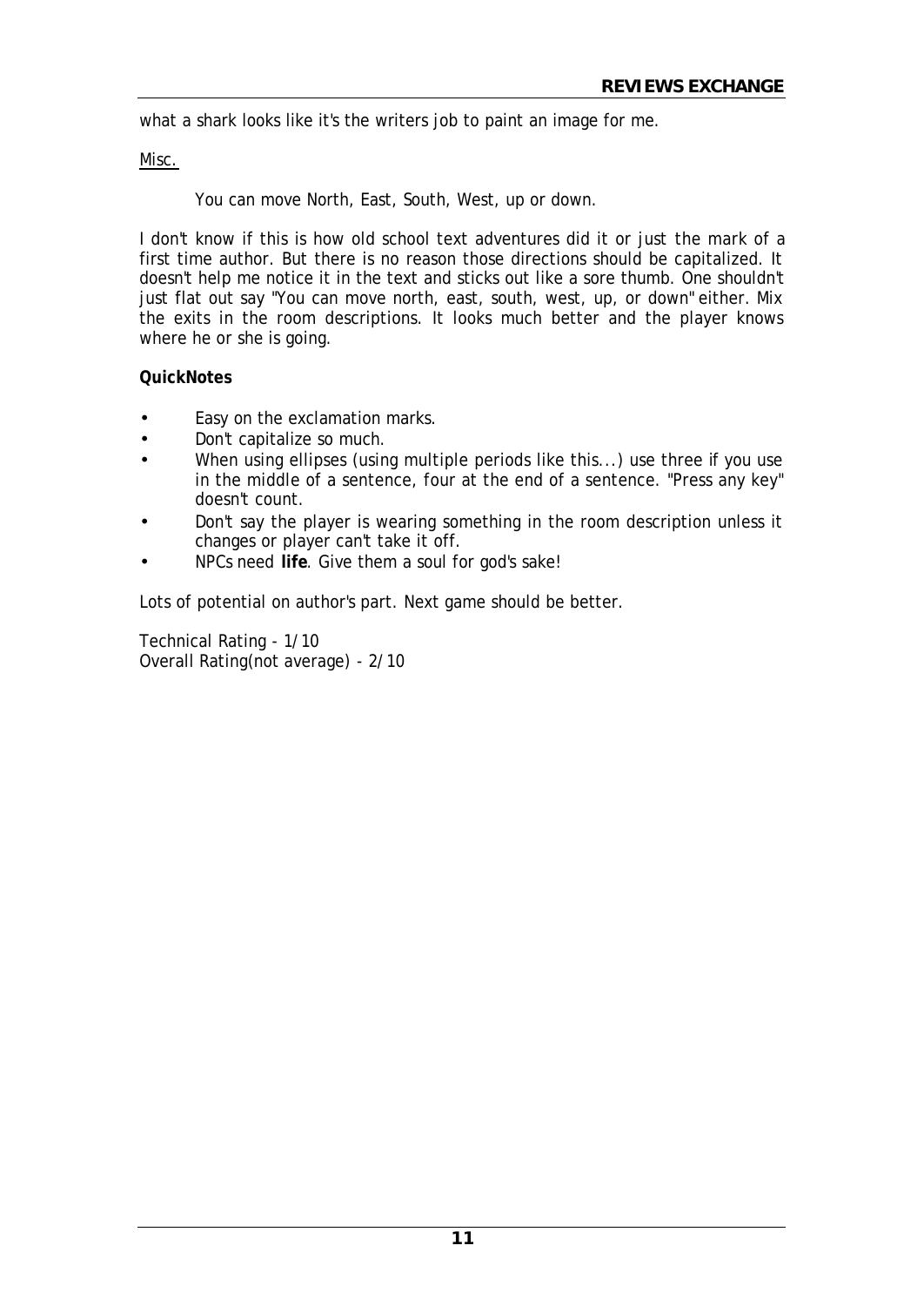what a shark looks like it's the writers job to paint an image for me.

<u>Misc.</u>

> You can move North, East, South, West, up or down.

I don't know if this is how old school text adventures did it or just the mark of a first time author. But there is no reason those directions should be capitalized. It doesn't help me notice it in the text and sticks out like a sore thumb. One shouldn't just flat out say "You can move north, east, south, west, up, or down" either. Mix the exits in the room descriptions. It looks much better and the player knows where he or she is going.

**QuickNotes**

- Easy on the exclamation marks.
- Don't capitalize so much.
- When using ellipses (using multiple periods like this...) use three if you use in the middle of a sentence, four at the end of a sentence. "Press any key" doesn't count.
- Don't say the player is wearing something in the room description unless it changes or player can't take it off.
- NPCs need **life**. Give them a soul for god's sake!

Lots of potential on author's part. Next game should be better.

Technical Rating - 1/10
Overall Rating(not average) - 2/10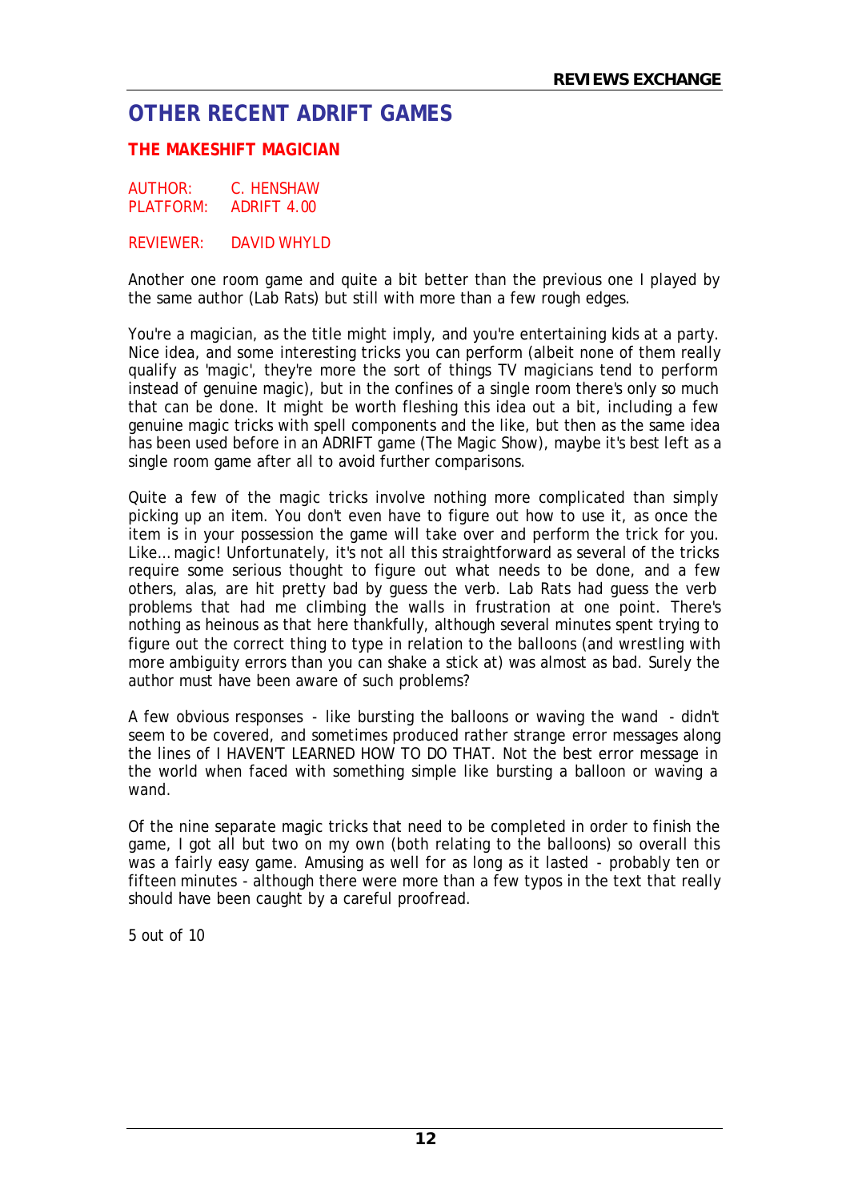# OTHER RECENT ADRIFT GAMES

## THE MAKESHIFT MAGICIAN

AUTHOR: C. HENSHAW
PLATFORM: ADRIFT 4.00

REVIEWER: DAVID WHYLD

Another one room game and quite a bit better than the previous one I played by the same author (Lab Rats) but still with more than a few rough edges.

You're a magician, as the title might imply, and you're entertaining kids at a party. Nice idea, and some interesting tricks you can perform (albeit none of them really qualify as 'magic', they're more the sort of things TV magicians tend to perform instead of genuine magic), but in the confines of a single room there's only so much that can be done. It might be worth fleshing this idea out a bit, including a few genuine magic tricks with spell components and the like, but then as the same idea has been used before in an ADRIFT game (The Magic Show), maybe it's best left as a single room game after all to avoid further comparisons.

Quite a few of the magic tricks involve nothing more complicated than simply picking up an item. You don't even have to figure out how to use it, as once the item is in your possession the game will take over and perform the trick for you. Like… magic! Unfortunately, it's not all this straightforward as several of the tricks require some serious thought to figure out what needs to be done, and a few others, alas, are hit pretty bad by guess the verb. Lab Rats had guess the verb problems that had me climbing the walls in frustration at one point. There's nothing as heinous as that here thankfully, although several minutes spent trying to figure out the correct thing to type in relation to the balloons (and wrestling with more ambiguity errors than you can shake a stick at) was almost as bad. Surely the author must have been aware of such problems?

A few obvious responses - like bursting the balloons or waving the wand - didn't seem to be covered, and sometimes produced rather strange error messages along the lines of I HAVEN'T LEARNED HOW TO DO THAT. Not the best error message in the world when faced with something simple like bursting a balloon or waving a wand.

Of the nine separate magic tricks that need to be completed in order to finish the game, I got all but two on my own (both relating to the balloons) so overall this was a fairly easy game. Amusing as well for as long as it lasted - probably ten or fifteen minutes - although there were more than a few typos in the text that really should have been caught by a careful proofread.

5 out of 10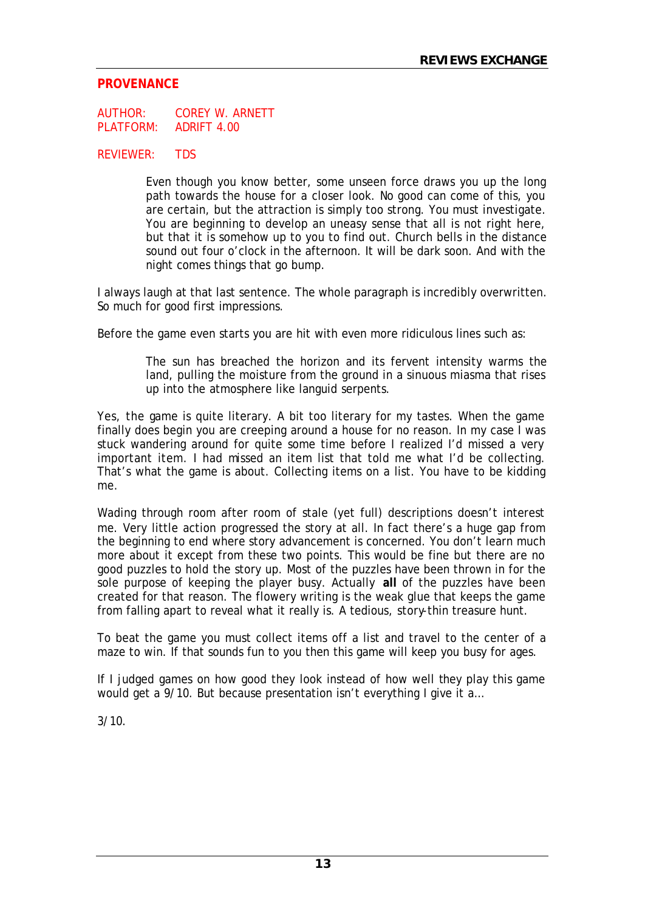## PROVENANCE

AUTHOR: COREY W. ARNETT
PLATFORM: ADRIFT 4.00

REVIEWER: TDS

> Even though you know better, some unseen force draws you up the long path towards the house for a closer look. No good can come of this, you are certain, but the attraction is simply too strong. You must investigate. You are beginning to develop an uneasy sense that all is not right here, but that it is somehow up to you to find out. Church bells in the distance sound out four o'clock in the afternoon. It will be dark soon. And with the night comes things that go bump.

I always laugh at that last sentence. The whole paragraph is incredibly overwritten. So much for good first impressions.

Before the game even starts you are hit with even more ridiculous lines such as:

> The sun has breached the horizon and its fervent intensity warms the land, pulling the moisture from the ground in a sinuous miasma that rises up into the atmosphere like languid serpents.

Yes, the game is quite literary. A bit too literary for my tastes. When the game finally does begin you are creeping around a house for no reason. In my case I was stuck wandering around for quite some time before I realized I'd missed a very important item. I had missed an item list that told me what I'd be collecting. That's what the game is about. Collecting items on a list. You have to be kidding me.

Wading through room after room of stale (yet full) descriptions doesn't interest me. Very little action progressed the story at all. In fact there's a huge gap from the beginning to end where story advancement is concerned. You don't learn much more about it except from these two points. This would be fine but there are no good puzzles to hold the story up. Most of the puzzles have been thrown in for the sole purpose of keeping the player busy. Actually **all** of the puzzles have been created for that reason. The flowery writing is the weak glue that keeps the game from falling apart to reveal what it really is. A tedious, story-thin treasure hunt.

To beat the game you must collect items off a list and travel to the center of a maze to win. If that sounds fun to you then this game will keep you busy for ages.

If I judged games on how good they look instead of how well they play this game would get a 9/10. But because presentation isn't everything I give it a…

3/10.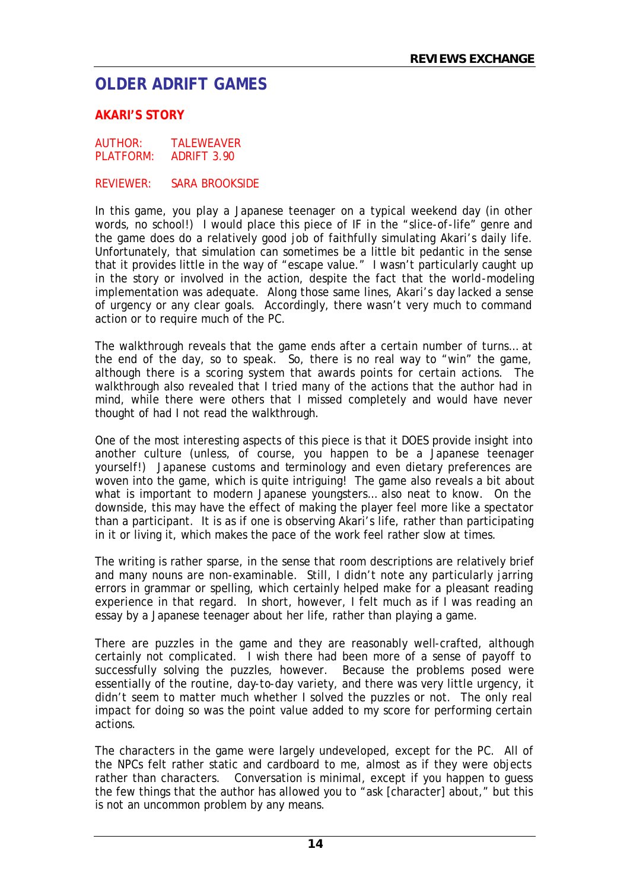# OLDER ADRIFT GAMES

## AKARI'S STORY

AUTHOR: TALEWEAVER
PLATFORM: ADRIFT 3.90

REVIEWER: SARA BROOKSIDE

In this game, you play a Japanese teenager on a typical weekend day (in other words, no school!) I would place this piece of IF in the "slice-of-life" genre and the game does do a relatively good job of faithfully simulating Akari's daily life. Unfortunately, that simulation can sometimes be a little bit pedantic in the sense that it provides little in the way of "escape value." I wasn't particularly caught up in the story or involved in the action, despite the fact that the world-modeling implementation was adequate. Along those same lines, Akari's day lacked a sense of urgency or any clear goals. Accordingly, there wasn't very much to command action or to require much of the PC.

The walkthrough reveals that the game ends after a certain number of turns… at the end of the day, so to speak. So, there is no real way to "win" the game, although there is a scoring system that awards points for certain actions. The walkthrough also revealed that I tried many of the actions that the author had in mind, while there were others that I missed completely and would have never thought of had I not read the walkthrough.

One of the most interesting aspects of this piece is that it DOES provide insight into another culture (unless, of course, you happen to be a Japanese teenager yourself!) Japanese customs and terminology and even dietary preferences are woven into the game, which is quite intriguing! The game also reveals a bit about what is important to modern Japanese youngsters… also neat to know. On the downside, this may have the effect of making the player feel more like a spectator than a participant. It is as if one is observing Akari's life, rather than participating in it or living it, which makes the pace of the work feel rather slow at times.

The writing is rather sparse, in the sense that room descriptions are relatively brief and many nouns are non-examinable. Still, I didn't note any particularly jarring errors in grammar or spelling, which certainly helped make for a pleasant reading experience in that regard. In short, however, I felt much as if I was reading an essay by a Japanese teenager about her life, rather than playing a game.

There are puzzles in the game and they are reasonably well-crafted, although certainly not complicated. I wish there had been more of a sense of payoff to successfully solving the puzzles, however. Because the problems posed were essentially of the routine, day-to-day variety, and there was very little urgency, it didn't seem to matter much whether I solved the puzzles or not. The only real impact for doing so was the point value added to my score for performing certain actions.

The characters in the game were largely undeveloped, except for the PC. All of the NPCs felt rather static and cardboard to me, almost as if they were objects rather than characters. Conversation is minimal, except if you happen to guess the few things that the author has allowed you to "ask [character] about," but this is not an uncommon problem by any means.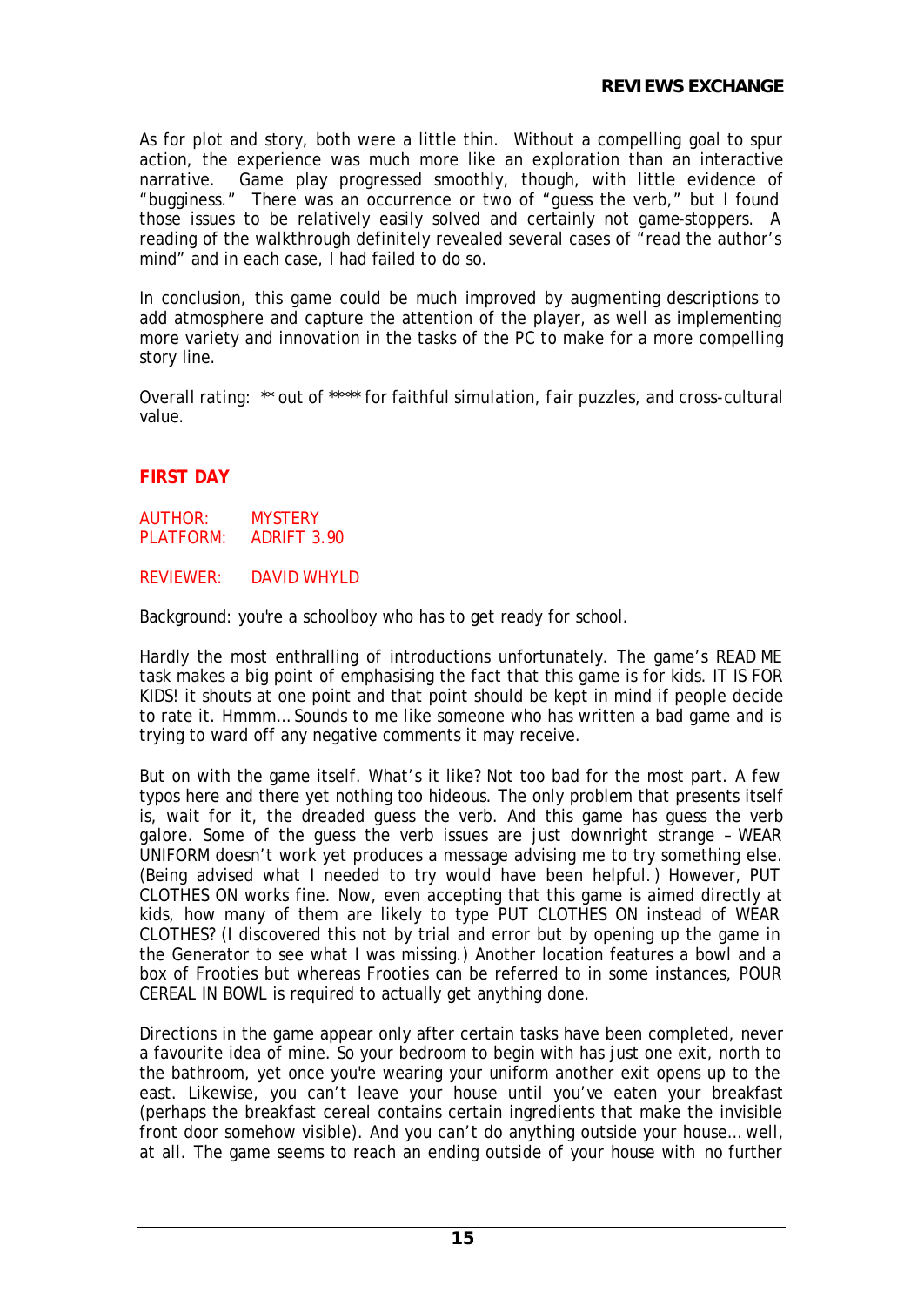As for plot and story, both were a little thin. Without a compelling goal to spur action, the experience was much more like an exploration than an interactive narrative. Game play progressed smoothly, though, with little evidence of "bugginess." There was an occurrence or two of "guess the verb," but I found those issues to be relatively easily solved and certainly not game-stoppers. A reading of the walkthrough definitely revealed several cases of "read the author's mind" and in each case, I had failed to do so.

In conclusion, this game could be much improved by augmenting descriptions to add atmosphere and capture the attention of the player, as well as implementing more variety and innovation in the tasks of the PC to make for a more compelling story line.

Overall rating: ** out of ***** for faithful simulation, fair puzzles, and cross-cultural value.

## FIRST DAY

AUTHOR: MYSTERY
PLATFORM: ADRIFT 3.90

REVIEWER: DAVID WHYLD

Background: you're a schoolboy who has to get ready for school.

Hardly the most enthralling of introductions unfortunately. The game's READ ME task makes a big point of emphasising the fact that this game is for kids. IT IS FOR KIDS! it shouts at one point and that point should be kept in mind if people decide to rate it. Hmmm… Sounds to me like someone who has written a bad game and is trying to ward off any negative comments it may receive.

But on with the game itself. What's it like? Not too bad for the most part. A few typos here and there yet nothing too hideous. The only problem that presents itself is, wait for it, the dreaded guess the verb. And this game has guess the verb galore. Some of the guess the verb issues are just downright strange – WEAR UNIFORM doesn't work yet produces a message advising me to try something else. (Being advised what I needed to try would have been helpful.) However, PUT CLOTHES ON works fine. Now, even accepting that this game is aimed directly at kids, how many of them are likely to type PUT CLOTHES ON instead of WEAR CLOTHES? (I discovered this not by trial and error but by opening up the game in the Generator to see what I was missing.) Another location features a bowl and a box of Frooties but whereas Frooties can be referred to in some instances, POUR CEREAL IN BOWL is required to actually get anything done.

Directions in the game appear only after certain tasks have been completed, never a favourite idea of mine. So your bedroom to begin with has just one exit, north to the bathroom, yet once you're wearing your uniform another exit opens up to the east. Likewise, you can't leave your house until you've eaten your breakfast (perhaps the breakfast cereal contains certain ingredients that make the invisible front door somehow visible). And you can't do anything outside your house… well, at all. The game seems to reach an ending outside of your house with no further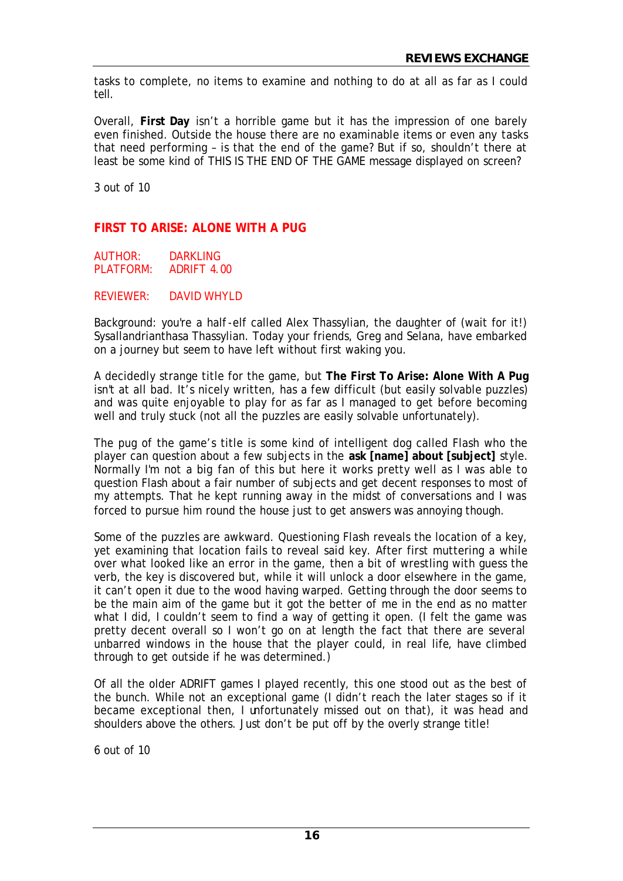tasks to complete, no items to examine and nothing to do at all as far as I could tell.

Overall, **First Day** isn't a horrible game but it has the impression of one barely even finished. Outside the house there are no examinable items or even any tasks that need performing – is that the end of the game? But if so, shouldn't there at least be some kind of THIS IS THE END OF THE GAME message displayed on screen?

3 out of 10

## FIRST TO ARISE: ALONE WITH A PUG

AUTHOR: DARKLING
PLATFORM: ADRIFT 4.00

REVIEWER: DAVID WHYLD

Background: you're a half-elf called Alex Thassylian, the daughter of (wait for it!) Sysallandrianthasa Thassylian. Today your friends, Greg and Selana, have embarked on a journey but seem to have left without first waking you.

A decidedly strange title for the game, but **The First To Arise: Alone With A Pug** isn't at all bad. It's nicely written, has a few difficult (but easily solvable puzzles) and was quite enjoyable to play for as far as I managed to get before becoming well and truly stuck (not all the puzzles are easily solvable unfortunately).

The pug of the game's title is some kind of intelligent dog called Flash who the player can question about a few subjects in the **ask [name] about [subject]** style. Normally I'm not a big fan of this but here it works pretty well as I was able to question Flash about a fair number of subjects and get decent responses to most of my attempts. That he kept running away in the midst of conversations and I was forced to pursue him round the house just to get answers was annoying though.

Some of the puzzles are awkward. Questioning Flash reveals the location of a key, yet examining that location fails to reveal said key. After first muttering a while over what looked like an error in the game, then a bit of wrestling with guess the verb, the key is discovered but, while it will unlock a door elsewhere in the game, it can't open it due to the wood having warped. Getting through the door seems to be the main aim of the game but it got the better of me in the end as no matter what I did, I couldn't seem to find a way of getting it open. (I felt the game was pretty decent overall so I won't go on at length the fact that there are several unbarred windows in the house that the player could, in real life, have climbed through to get outside if he was determined.)

Of all the older ADRIFT games I played recently, this one stood out as the best of the bunch. While not an exceptional game (I didn't reach the later stages so if it became exceptional then, I unfortunately missed out on that), it was head and shoulders above the others. Just don't be put off by the overly strange title!

6 out of 10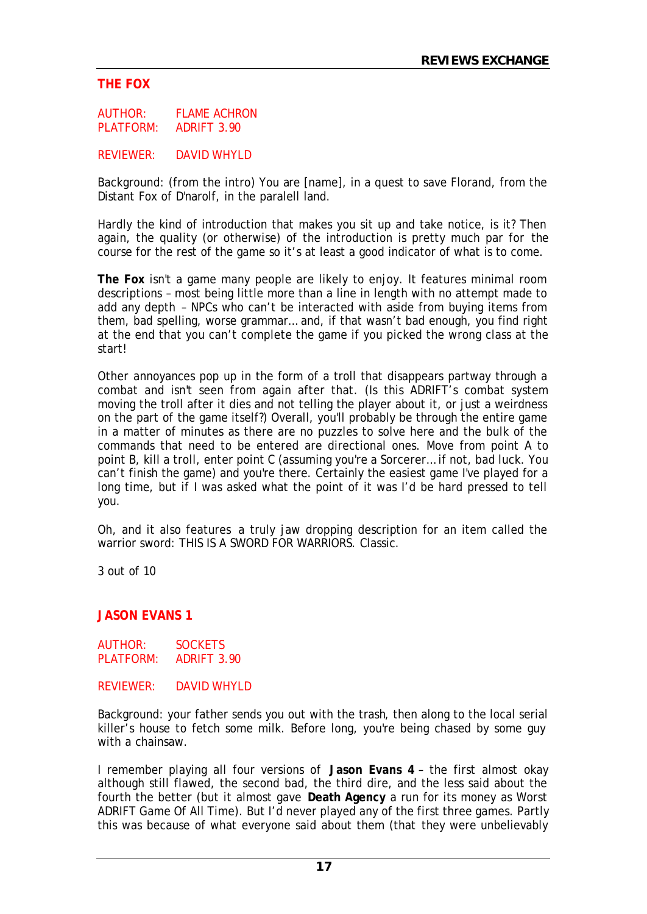## THE FOX

AUTHOR: FLAME ACHRON
PLATFORM: ADRIFT 3.90

REVIEWER: DAVID WHYLD

Background: (from the intro) You are [name], in a quest to save Florand, from the Distant Fox of D'narolf, in the paralell land.

Hardly the kind of introduction that makes you sit up and take notice, is it? Then again, the quality (or otherwise) of the introduction is pretty much par for the course for the rest of the game so it's at least a good indicator of what is to come.

**The Fox** isn't a game many people are likely to enjoy. It features minimal room descriptions – most being little more than a line in length with no attempt made to add any depth – NPCs who can't be interacted with aside from buying items from them, bad spelling, worse grammar… and, if that wasn't bad enough, you find right at the end that you can't complete the game if you picked the wrong class at the start!

Other annoyances pop up in the form of a troll that disappears partway through a combat and isn't seen from again after that. (Is this ADRIFT's combat system moving the troll after it dies and not telling the player about it, or just a weirdness on the part of the game itself?) Overall, you'll probably be through the entire game in a matter of minutes as there are no puzzles to solve here and the bulk of the commands that need to be entered are directional ones. Move from point A to point B, kill a troll, enter point C (assuming you're a Sorcerer… if not, bad luck. You can't finish the game) and you're there. Certainly the easiest game I've played for a long time, but if I was asked what the point of it was I'd be hard pressed to tell you.

Oh, and it also features a truly jaw dropping description for an item called the warrior sword: THIS IS A SWORD FOR WARRIORS. Classic.

3 out of 10

## JASON EVANS 1

AUTHOR: SOCKETS
PLATFORM: ADRIFT 3.90

REVIEWER: DAVID WHYLD

Background: your father sends you out with the trash, then along to the local serial killer's house to fetch some milk. Before long, you're being chased by some guy with a chainsaw.

I remember playing all four versions of **Jason Evans 4** – the first almost okay although still flawed, the second bad, the third dire, and the less said about the fourth the better (but it almost gave **Death Agency** a run for its money as Worst ADRIFT Game Of All Time). But I'd never played any of the first three games. Partly this was because of what everyone said about them (that they were unbelievably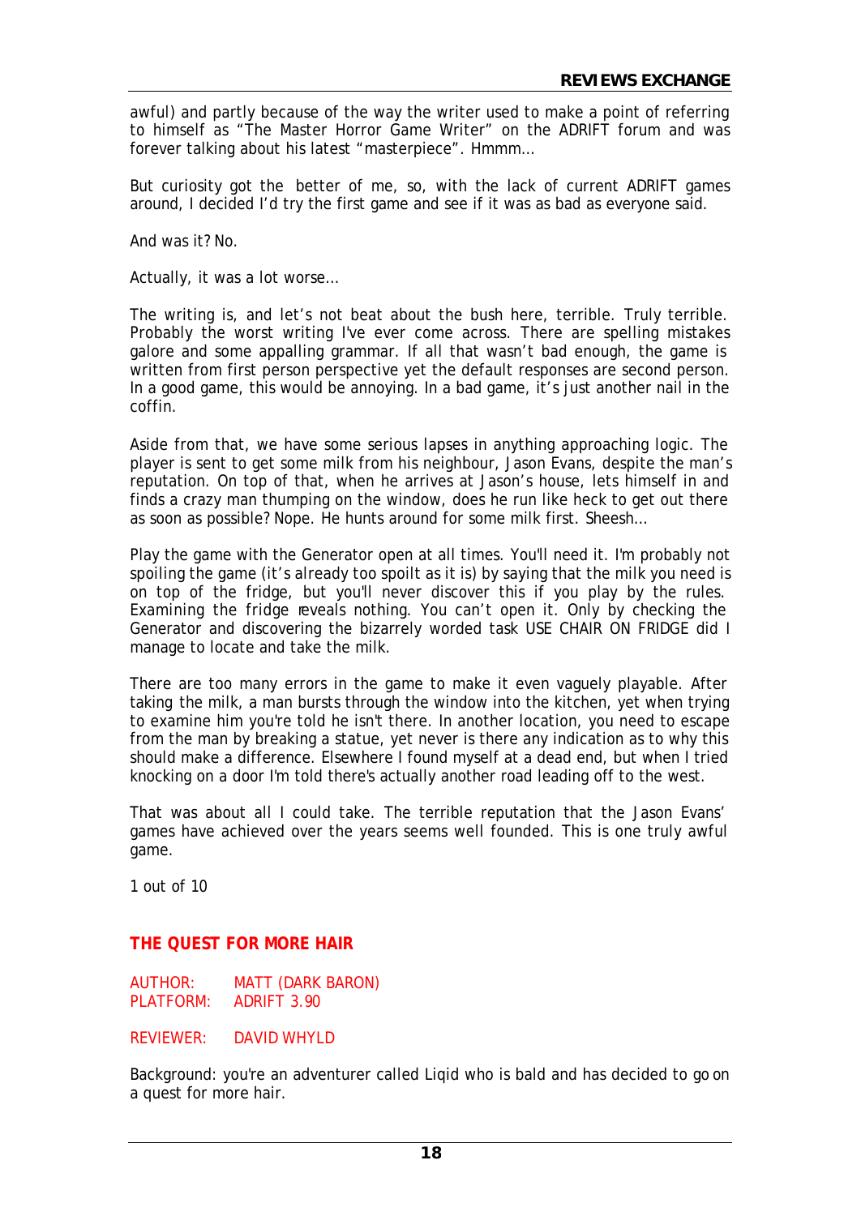awful) and partly because of the way the writer used to make a point of referring to himself as "The Master Horror Game Writer" on the ADRIFT forum and was forever talking about his latest "masterpiece". Hmmm…

But curiosity got the better of me, so, with the lack of current ADRIFT games around, I decided I'd try the first game and see if it was as bad as everyone said.

And was it? No.

Actually, it was a lot worse…

The writing is, and let's not beat about the bush here, terrible. Truly terrible. Probably the worst writing I've ever come across. There are spelling mistakes galore and some appalling grammar. If all that wasn't bad enough, the game is written from first person perspective yet the default responses are second person. In a good game, this would be annoying. In a bad game, it's just another nail in the coffin.

Aside from that, we have some serious lapses in anything approaching logic. The player is sent to get some milk from his neighbour, Jason Evans, despite the man's reputation. On top of that, when he arrives at Jason's house, lets himself in and finds a crazy man thumping on the window, does he run like heck to get out there as soon as possible? Nope. He hunts around for some milk first. Sheesh…

Play the game with the Generator open at all times. You'll need it. I'm probably not spoiling the game (it's already too spoilt as it is) by saying that the milk you need is on top of the fridge, but you'll never discover this if you play by the rules. Examining the fridge reveals nothing. You can't open it. Only by checking the Generator and discovering the bizarrely worded task USE CHAIR ON FRIDGE did I manage to locate and take the milk.

There are too many errors in the game to make it even vaguely playable. After taking the milk, a man bursts through the window into the kitchen, yet when trying to examine him you're told he isn't there. In another location, you need to escape from the man by breaking a statue, yet never is there any indication as to why this should make a difference. Elsewhere I found myself at a dead end, but when I tried knocking on a door I'm told there's actually another road leading off to the west.

That was about all I could take. The terrible reputation that the Jason Evans' games have achieved over the years seems well founded. This is one truly awful game.

1 out of 10

## THE QUEST FOR MORE HAIR

AUTHOR: MATT (DARK BARON)
PLATFORM: ADRIFT 3.90

REVIEWER: DAVID WHYLD

Background: you're an adventurer called Liqid who is bald and has decided to go on a quest for more hair.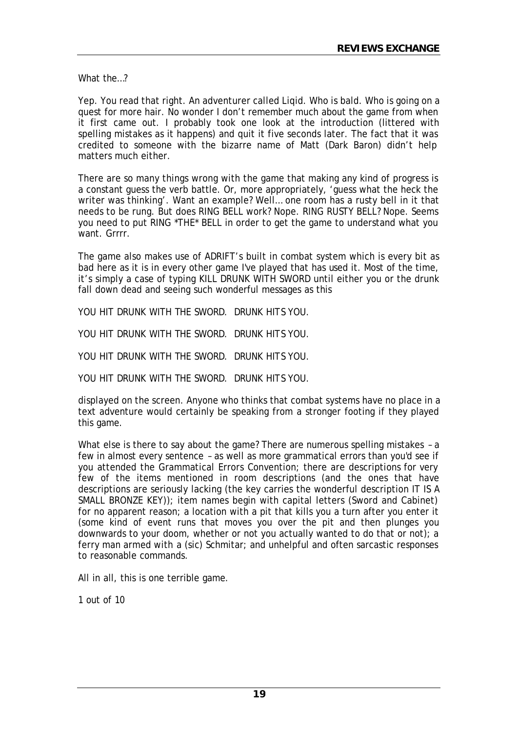What the…?

Yep. You read that right. An adventurer called Liqid. Who is bald. Who is going on a quest for more hair. No wonder I don't remember much about the game from when it first came out. I probably took one look at the introduction (littered with spelling mistakes as it happens) and quit it five seconds later. The fact that it was credited to someone with the bizarre name of Matt (Dark Baron) didn't help matters much either.

There are so many things wrong with the game that making any kind of progress is a constant guess the verb battle. Or, more appropriately, 'guess what the heck the writer was thinking'. Want an example? Well… one room has a rusty bell in it that needs to be rung. But does RING BELL work? Nope. RING RUSTY BELL? Nope. Seems you need to put RING *THE* BELL in order to get the game to understand what you want. Grrrr.

The game also makes use of ADRIFT's built in combat system which is every bit as bad here as it is in every other game I've played that has used it. Most of the time, it's simply a case of typing KILL DRUNK WITH SWORD until either you or the drunk fall down dead and seeing such wonderful messages as this

YOU HIT DRUNK WITH THE SWORD. DRUNK HITS YOU.

YOU HIT DRUNK WITH THE SWORD. DRUNK HITS YOU.

YOU HIT DRUNK WITH THE SWORD. DRUNK HITS YOU.

YOU HIT DRUNK WITH THE SWORD. DRUNK HITS YOU.

displayed on the screen. Anyone who thinks that combat systems have no place in a text adventure would certainly be speaking from a stronger footing if they played this game.

What else is there to say about the game? There are numerous spelling mistakes – a few in almost every sentence – as well as more grammatical errors than you'd see if you attended the Grammatical Errors Convention; there are descriptions for very few of the items mentioned in room descriptions (and the ones that have descriptions are seriously lacking (the key carries the wonderful description IT IS A SMALL BRONZE KEY)); item names begin with capital letters (Sword and Cabinet) for no apparent reason; a location with a pit that kills you a turn after you enter it (some kind of event runs that moves you over the pit and then plunges you downwards to your doom, whether or not you actually wanted to do that or not); a ferry man armed with a (sic) Schmitar; and unhelpful and often sarcastic responses to reasonable commands.

All in all, this is one terrible game.

1 out of 10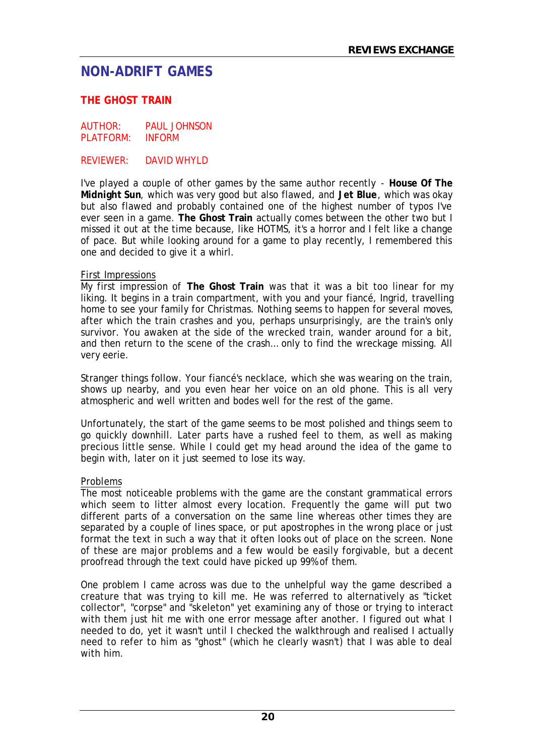## NON-ADRIFT GAMES

### THE GHOST TRAIN

AUTHOR: PAUL JOHNSON
PLATFORM: INFORM

REVIEWER: DAVID WHYLD

I've played a couple of other games by the same author recently - **House Of The Midnight Sun**, which was very good but also flawed, and **Jet Blue**, which was okay but also flawed and probably contained one of the highest number of typos I've ever seen in a game. **The Ghost Train** actually comes between the other two but I missed it out at the time because, like HOTMS, it's a horror and I felt like a change of pace. But while looking around for a game to play recently, I remembered this one and decided to give it a whirl.

First Impressions

My first impression of **The Ghost Train** was that it was a bit too linear for my liking. It begins in a train compartment, with you and your fiancé, Ingrid, travelling home to see your family for Christmas. Nothing seems to happen for several moves, after which the train crashes and you, perhaps unsurprisingly, are the train's only survivor. You awaken at the side of the wrecked train, wander around for a bit, and then return to the scene of the crash… only to find the wreckage missing. All very eerie.

Stranger things follow. Your fiancé's necklace, which she was wearing on the train, shows up nearby, and you even hear her voice on an old phone. This is all very atmospheric and well written and bodes well for the rest of the game.

Unfortunately, the start of the game seems to be most polished and things seem to go quickly downhill. Later parts have a rushed feel to them, as well as making precious little sense. While I could get my head around the idea of the game to begin with, later on it just seemed to lose its way.

Problems

The most noticeable problems with the game are the constant grammatical errors which seem to litter almost every location. Frequently the game will put two different parts of a conversation on the same line whereas other times they are separated by a couple of lines space, or put apostrophes in the wrong place or just format the text in such a way that it often looks out of place on the screen. None of these are major problems and a few would be easily forgivable, but a decent proofread through the text could have picked up 99% of them.

One problem I came across was due to the unhelpful way the game described a creature that was trying to kill me. He was referred to alternatively as "ticket collector", "corpse" and "skeleton" yet examining any of those or trying to interact with them just hit me with one error message after another. I figured out what I needed to do, yet it wasn't until I checked the walkthrough and realised I actually need to refer to him as "ghost" (which he clearly wasn't) that I was able to deal with him.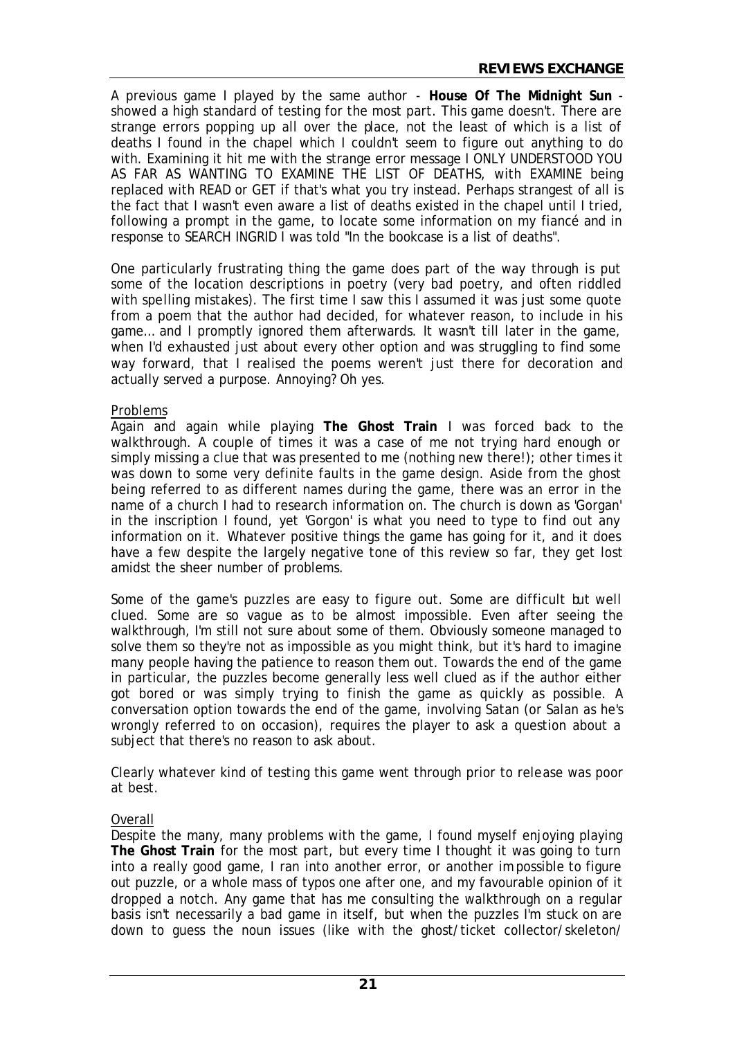A previous game I played by the same author - **House Of The Midnight Sun** - showed a high standard of testing for the most part. This game doesn't. There are strange errors popping up all over the place, not the least of which is a list of deaths I found in the chapel which I couldn't seem to figure out anything to do with. Examining it hit me with the strange error message I ONLY UNDERSTOOD YOU AS FAR AS WANTING TO EXAMINE THE LIST OF DEATHS, with EXAMINE being replaced with READ or GET if that's what you try instead. Perhaps strangest of all is the fact that I wasn't even aware a list of deaths existed in the chapel until I tried, following a prompt in the game, to locate some information on my fiancé and in response to SEARCH INGRID I was told "In the bookcase is a list of deaths".

One particularly frustrating thing the game does part of the way through is put some of the location descriptions in poetry (very bad poetry, and often riddled with spelling mistakes). The first time I saw this I assumed it was just some quote from a poem that the author had decided, for whatever reason, to include in his game… and I promptly ignored them afterwards. It wasn't till later in the game, when I'd exhausted just about every other option and was struggling to find some way forward, that I realised the poems weren't just there for decoration and actually served a purpose. Annoying? Oh yes.

<u>Problems</u>

Again and again while playing **The Ghost Train** I was forced back to the walkthrough. A couple of times it was a case of me not trying hard enough or simply missing a clue that was presented to me (nothing new there!); other times it was down to some very definite faults in the game design. Aside from the ghost being referred to as different names during the game, there was an error in the name of a church I had to research information on. The church is down as 'Gorgan' in the inscription I found, yet 'Gorgon' is what you need to type to find out any information on it. Whatever positive things the game has going for it, and it does have a few despite the largely negative tone of this review so far, they get lost amidst the sheer number of problems.

Some of the game's puzzles are easy to figure out. Some are difficult but well clued. Some are so vague as to be almost impossible. Even after seeing the walkthrough, I'm still not sure about some of them. Obviously someone managed to solve them so they're not as impossible as you might think, but it's hard to imagine many people having the patience to reason them out. Towards the end of the game in particular, the puzzles become generally less well clued as if the author either got bored or was simply trying to finish the game as quickly as possible. A conversation option towards the end of the game, involving Satan (or Salan as he's wrongly referred to on occasion), requires the player to ask a question about a subject that there's no reason to ask about.

Clearly whatever kind of testing this game went through prior to release was poor at best.

<u>Overall</u>

Despite the many, many problems with the game, I found myself enjoying playing **The Ghost Train** for the most part, but every time I thought it was going to turn into a really good game, I ran into another error, or another impossible to figure out puzzle, or a whole mass of typos one after one, and my favourable opinion of it dropped a notch. Any game that has me consulting the walkthrough on a regular basis isn't necessarily a bad game in itself, but when the puzzles I'm stuck on are down to guess the noun issues (like with the ghost/ticket collector/skeleton/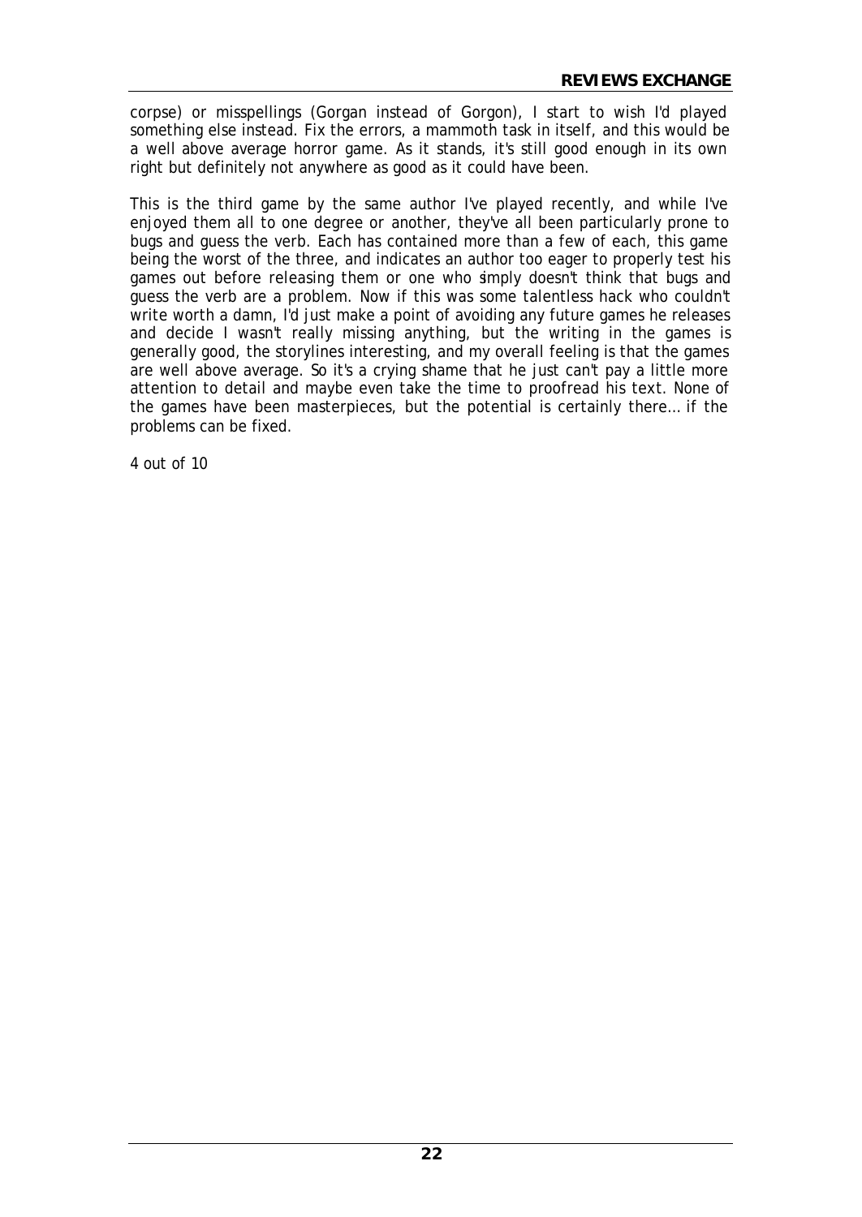corpse) or misspellings (Gorgan instead of Gorgon), I start to wish I'd played something else instead. Fix the errors, a mammoth task in itself, and this would be a well above average horror game. As it stands, it's still good enough in its own right but definitely not anywhere as good as it could have been.

This is the third game by the same author I've played recently, and while I've enjoyed them all to one degree or another, they've all been particularly prone to bugs and guess the verb. Each has contained more than a few of each, this game being the worst of the three, and indicates an author too eager to properly test his games out before releasing them or one who simply doesn't think that bugs and guess the verb are a problem. Now if this was some talentless hack who couldn't write worth a damn, I'd just make a point of avoiding any future games he releases and decide I wasn't really missing anything, but the writing in the games is generally good, the storylines interesting, and my overall feeling is that the games are well above average. So it's a crying shame that he just can't pay a little more attention to detail and maybe even take the time to proofread his text. None of the games have been masterpieces, but the potential is certainly there… if the problems can be fixed.

4 out of 10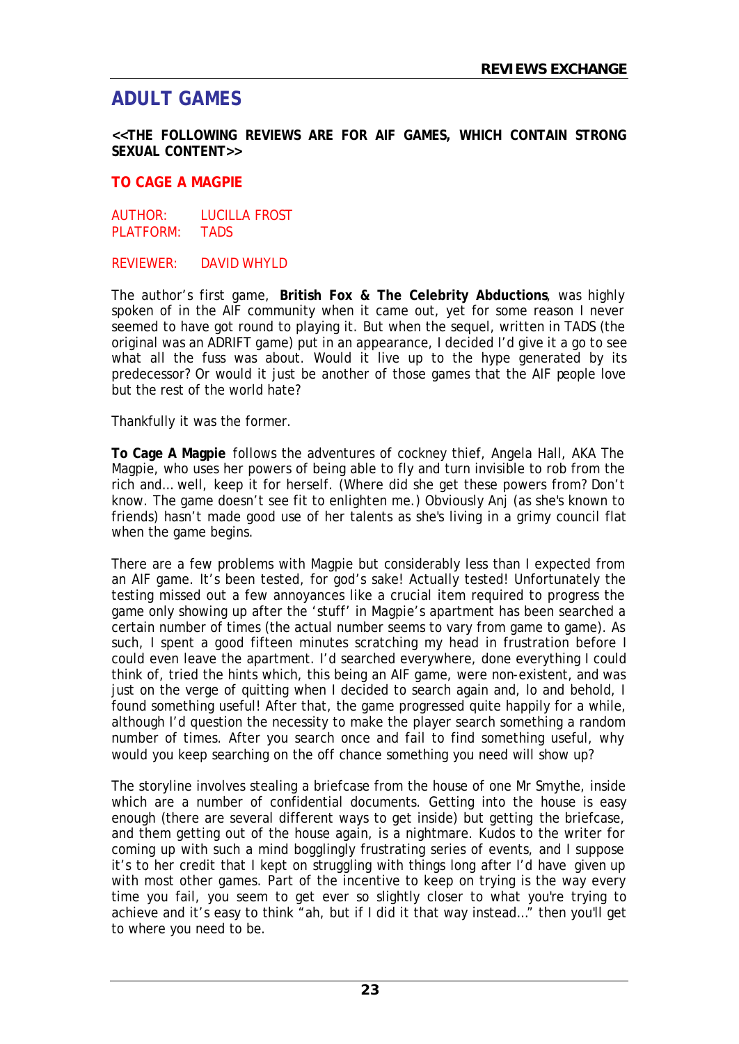# ADULT GAMES

**<<THE FOLLOWING REVIEWS ARE FOR AIF GAMES, WHICH CONTAIN STRONG SEXUAL CONTENT>>**

## TO CAGE A MAGPIE

AUTHOR: LUCILLA FROST
PLATFORM: TADS

REVIEWER: DAVID WHYLD

The author's first game, **British Fox & The Celebrity Abductions**, was highly spoken of in the AIF community when it came out, yet for some reason I never seemed to have got round to playing it. But when the sequel, written in TADS (the original was an ADRIFT game) put in an appearance, I decided I'd give it a go to see what all the fuss was about. Would it live up to the hype generated by its predecessor? Or would it just be another of those games that the AIF people love but the rest of the world hate?

Thankfully it was the former.

**To Cage A Magpie** follows the adventures of cockney thief, Angela Hall, AKA The Magpie, who uses her powers of being able to fly and turn invisible to rob from the rich and… well, keep it for herself. (Where did she get these powers from? Don't know. The game doesn't see fit to enlighten me.) Obviously Anj (as she's known to friends) hasn't made good use of her talents as she's living in a grimy council flat when the game begins.

There are a few problems with Magpie but considerably less than I expected from an AIF game. It's been tested, for god's sake! Actually tested! Unfortunately the testing missed out a few annoyances like a crucial item required to progress the game only showing up after the 'stuff' in Magpie's apartment has been searched a certain number of times (the actual number seems to vary from game to game). As such, I spent a good fifteen minutes scratching my head in frustration before I could even leave the apartment. I'd searched everywhere, done everything I could think of, tried the hints which, this being an AIF game, were non-existent, and was just on the verge of quitting when I decided to search again and, lo and behold, I found something useful! After that, the game progressed quite happily for a while, although I'd question the necessity to make the player search something a random number of times. After you search once and fail to find something useful, why would you keep searching on the off chance something you need will show up?

The storyline involves stealing a briefcase from the house of one Mr Smythe, inside which are a number of confidential documents. Getting into the house is easy enough (there are several different ways to get inside) but getting the briefcase, and them getting out of the house again, is a nightmare. Kudos to the writer for coming up with such a mind bogglingly frustrating series of events, and I suppose it's to her credit that I kept on struggling with things long after I'd have given up with most other games. Part of the incentive to keep on trying is the way every time you fail, you seem to get ever so slightly closer to what you're trying to achieve and it's easy to think "ah, but if I did it that way instead…" then you'll get to where you need to be.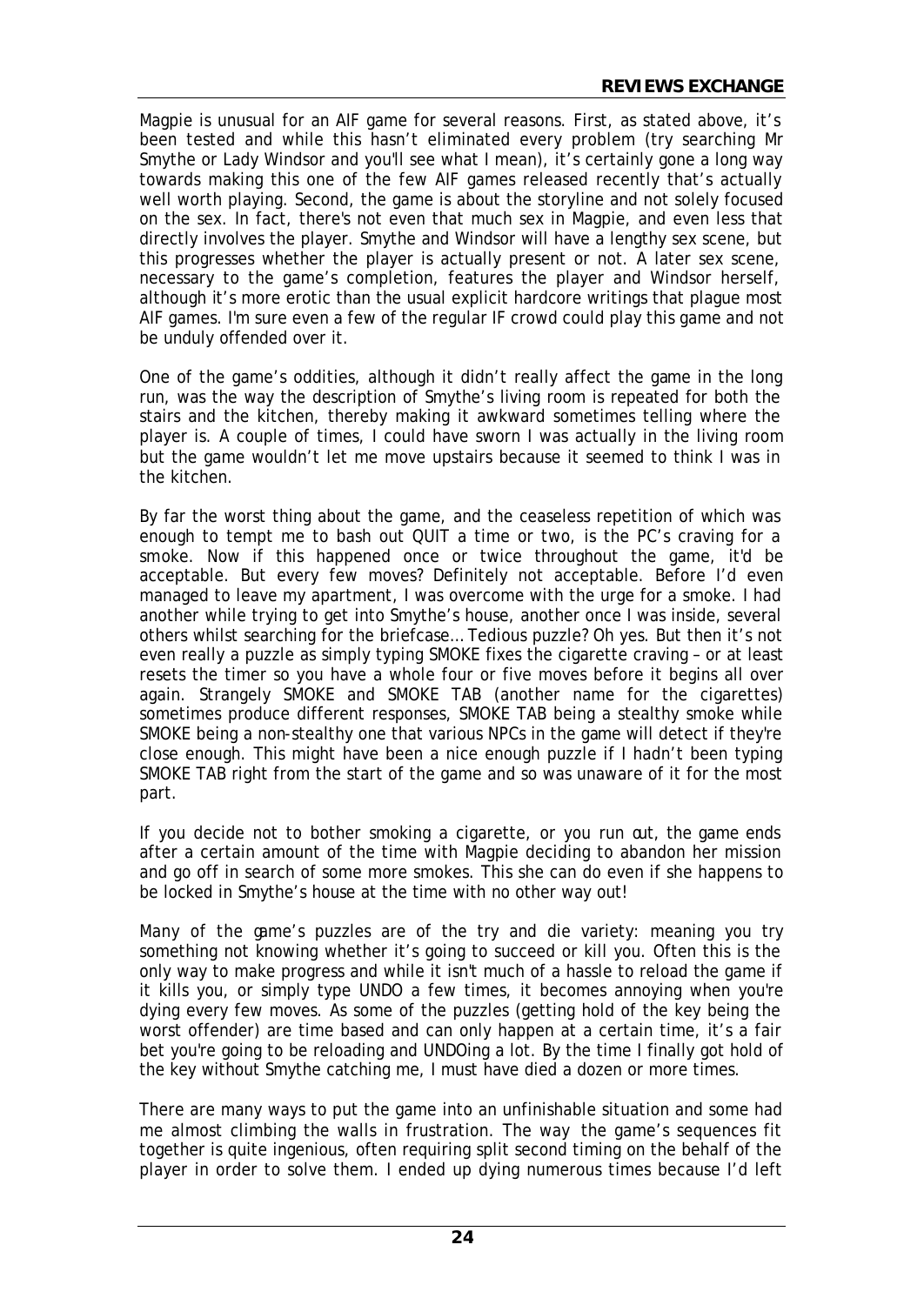Magpie is unusual for an AIF game for several reasons. First, as stated above, it's been tested and while this hasn't eliminated every problem (try searching Mr Smythe or Lady Windsor and you'll see what I mean), it's certainly gone a long way towards making this one of the few AIF games released recently that's actually well worth playing. Second, the game is about the storyline and not solely focused on the sex. In fact, there's not even that much sex in Magpie, and even less that directly involves the player. Smythe and Windsor will have a lengthy sex scene, but this progresses whether the player is actually present or not. A later sex scene, necessary to the game's completion, features the player and Windsor herself, although it's more erotic than the usual explicit hardcore writings that plague most AIF games. I'm sure even a few of the regular IF crowd could play this game and not be unduly offended over it.

One of the game's oddities, although it didn't really affect the game in the long run, was the way the description of Smythe's living room is repeated for both the stairs and the kitchen, thereby making it awkward sometimes telling where the player is. A couple of times, I could have sworn I was actually in the living room but the game wouldn't let me move upstairs because it seemed to think I was in the kitchen.

By far the worst thing about the game, and the ceaseless repetition of which was enough to tempt me to bash out QUIT a time or two, is the PC's craving for a smoke. Now if this happened once or twice throughout the game, it'd be acceptable. But every few moves? Definitely not acceptable. Before I'd even managed to leave my apartment, I was overcome with the urge for a smoke. I had another while trying to get into Smythe's house, another once I was inside, several others whilst searching for the briefcase… Tedious puzzle? Oh yes. But then it's not even really a puzzle as simply typing SMOKE fixes the cigarette craving – or at least resets the timer so you have a whole four or five moves before it begins all over again. Strangely SMOKE and SMOKE TAB (another name for the cigarettes) sometimes produce different responses, SMOKE TAB being a stealthy smoke while SMOKE being a non-stealthy one that various NPCs in the game will detect if they're close enough. This might have been a nice enough puzzle if I hadn't been typing SMOKE TAB right from the start of the game and so was unaware of it for the most part.

If you decide not to bother smoking a cigarette, or you run out, the game ends after a certain amount of the time with Magpie deciding to abandon her mission and go off in search of some more smokes. This she can do even if she happens to be locked in Smythe's house at the time with no other way out!

Many of the game's puzzles are of the try and die variety: meaning you try something not knowing whether it's going to succeed or kill you. Often this is the only way to make progress and while it isn't much of a hassle to reload the game if it kills you, or simply type UNDO a few times, it becomes annoying when you're dying every few moves. As some of the puzzles (getting hold of the key being the worst offender) are time based and can only happen at a certain time, it's a fair bet you're going to be reloading and UNDOing a lot. By the time I finally got hold of the key without Smythe catching me, I must have died a dozen or more times.

There are many ways to put the game into an unfinishable situation and some had me almost climbing the walls in frustration. The way the game's sequences fit together is quite ingenious, often requiring split second timing on the behalf of the player in order to solve them. I ended up dying numerous times because I'd left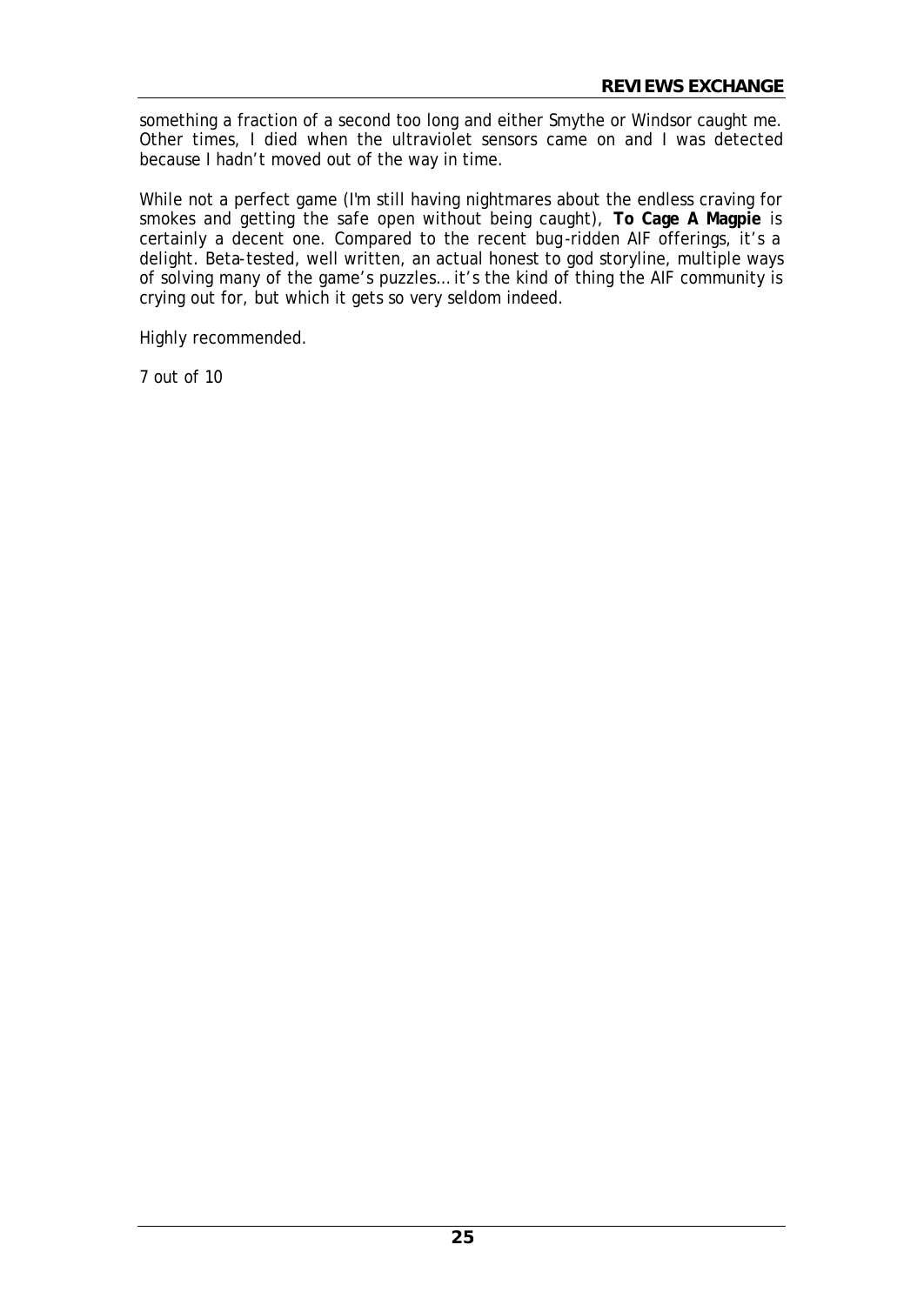something a fraction of a second too long and either Smythe or Windsor caught me. Other times, I died when the ultraviolet sensors came on and I was detected because I hadn't moved out of the way in time.

While not a perfect game (I'm still having nightmares about the endless craving for smokes and getting the safe open without being caught), **To Cage A Magpie** is certainly a decent one. Compared to the recent bug-ridden AIF offerings, it's a delight. Beta-tested, well written, an actual honest to god storyline, multiple ways of solving many of the game's puzzles… it's the kind of thing the AIF community is crying out for, but which it gets so very seldom indeed.

Highly recommended.

7 out of 10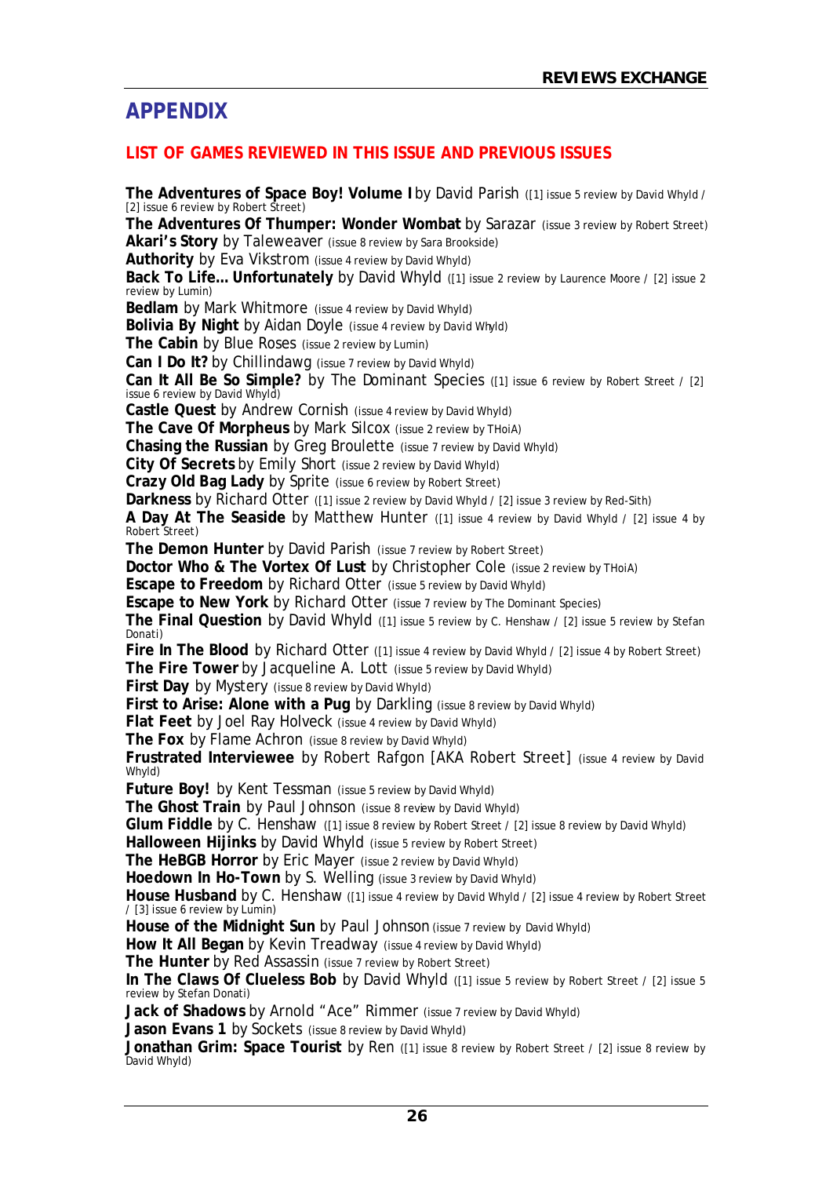# APPENDIX

## LIST OF GAMES REVIEWED IN THIS ISSUE AND PREVIOUS ISSUES

**The Adventures of Space Boy! Volume I** by David Parish ([1] issue 5 review by David Whyld / [2] issue 6 review by Robert Street)
**The Adventures Of Thumper: Wonder Wombat** by Sarazar (issue 3 review by Robert Street)
**Akari's Story** by Taleweaver (issue 8 review by Sara Brookside)
**Authority** by Eva Vikstrom (issue 4 review by David Whyld)
**Back To Life… Unfortunately** by David Whyld ([1] issue 2 review by Laurence Moore / [2] issue 2 review by Lumin)
**Bedlam** by Mark Whitmore (issue 4 review by David Whyld)
**Bolivia By Night** by Aidan Doyle (issue 4 review by David Whyld)
**The Cabin** by Blue Roses (issue 2 review by Lumin)
**Can I Do It?** by Chillindawg (issue 7 review by David Whyld)
**Can It All Be So Simple?** by The Dominant Species ([1] issue 6 review by Robert Street / [2] issue 6 review by David Whyld)
**Castle Quest** by Andrew Cornish (issue 4 review by David Whyld)
**The Cave Of Morpheus** by Mark Silcox (issue 2 review by THoiA)
**Chasing the Russian** by Greg Broulette (issue 7 review by David Whyld)
**City Of Secrets** by Emily Short (issue 2 review by David Whyld)
**Crazy Old Bag Lady** by Sprite (issue 6 review by Robert Street)
**Darkness** by Richard Otter ([1] issue 2 review by David Whyld / [2] issue 3 review by Red-Sith)
**A Day At The Seaside** by Matthew Hunter ([1] issue 4 review by David Whyld / [2] issue 4 by Robert Street)
**The Demon Hunter** by David Parish (issue 7 review by Robert Street)
**Doctor Who & The Vortex Of Lust** by Christopher Cole (issue 2 review by THoiA)
**Escape to Freedom** by Richard Otter (issue 5 review by David Whyld)
**Escape to New York** by Richard Otter (issue 7 review by The Dominant Species)
**The Final Question** by David Whyld ([1] issue 5 review by C. Henshaw / [2] issue 5 review by Stefan Donati)
**Fire In The Blood** by Richard Otter ([1] issue 4 review by David Whyld / [2] issue 4 by Robert Street)
**The Fire Tower** by Jacqueline A. Lott (issue 5 review by David Whyld)
**First Day** by Mystery (issue 8 review by David Whyld)
**First to Arise: Alone with a Pug** by Darkling (issue 8 review by David Whyld)
**Flat Feet** by Joel Ray Holveck (issue 4 review by David Whyld)
**The Fox** by Flame Achron (issue 8 review by David Whyld)
**Frustrated Interviewee** by Robert Rafgon [AKA Robert Street] (issue 4 review by David Whyld)
**Future Boy!** by Kent Tessman (issue 5 review by David Whyld)
**The Ghost Train** by Paul Johnson (issue 8 review by David Whyld)
**Glum Fiddle** by C. Henshaw ([1] issue 8 review by Robert Street / [2] issue 8 review by David Whyld)
**Halloween Hijinks** by David Whyld (issue 5 review by Robert Street)
**The HeBGB Horror** by Eric Mayer (issue 2 review by David Whyld)
**Hoedown In Ho-Town** by S. Welling (issue 3 review by David Whyld)
**House Husband** by C. Henshaw ([1] issue 4 review by David Whyld / [2] issue 4 review by Robert Street / [3] issue 6 review by Lumin)
**House of the Midnight Sun** by Paul Johnson (issue 7 review by David Whyld)
**How It All Began** by Kevin Treadway (issue 4 review by David Whyld)
**The Hunter** by Red Assassin (issue 7 review by Robert Street)
**In The Claws Of Clueless Bob** by David Whyld ([1] issue 5 review by Robert Street / [2] issue 5 review by Stefan Donati)
**Jack of Shadows** by Arnold "Ace" Rimmer (issue 7 review by David Whyld)
**Jason Evans 1** by Sockets (issue 8 review by David Whyld)
**Jonathan Grim: Space Tourist** by Ren ([1] issue 8 review by Robert Street / [2] issue 8 review by David Whyld)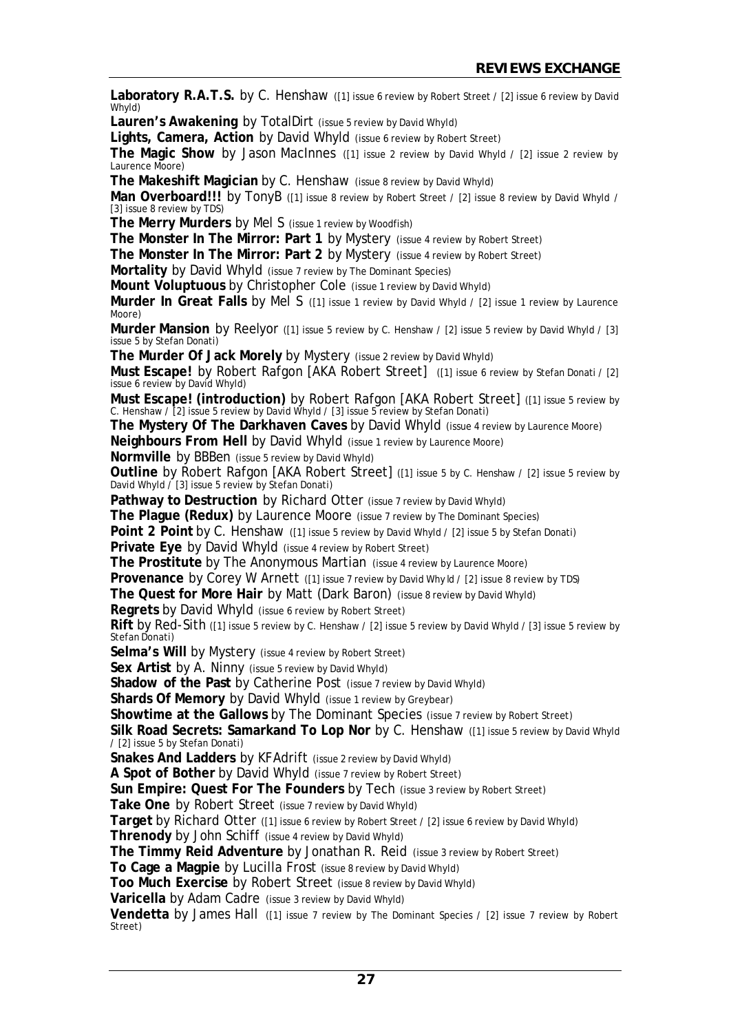## REVIEWS EXCHANGE

**Laboratory R.A.T.S.** by C. Henshaw ([1] issue 6 review by Robert Street / [2] issue 6 review by David Whyld)

**Lauren's Awakening** by TotalDirt (issue 5 review by David Whyld)

**Lights, Camera, Action** by David Whyld (issue 6 review by Robert Street)

**The Magic Show** by Jason MacInnes ([1] issue 2 review by David Whyld / [2] issue 2 review by Laurence Moore)

**The Makeshift Magician** by C. Henshaw (issue 8 review by David Whyld)

**Man Overboard!!!** by TonyB ([1] issue 8 review by Robert Street / [2] issue 8 review by David Whyld / [3] issue 8 review by TDS)

**The Merry Murders** by Mel S (issue 1 review by Woodfish)

**The Monster In The Mirror: Part 1** by Mystery (issue 4 review by Robert Street)

**The Monster In The Mirror: Part 2** by Mystery (issue 4 review by Robert Street)

**Mortality** by David Whyld (issue 7 review by The Dominant Species)

**Mount Voluptuous** by Christopher Cole (issue 1 review by David Whyld)

**Murder In Great Falls** by Mel S ([1] issue 1 review by David Whyld / [2] issue 1 review by Laurence Moore)

**Murder Mansion** by Reelyor ([1] issue 5 review by C. Henshaw / [2] issue 5 review by David Whyld / [3] issue 5 by Stefan Donati)

**The Murder Of Jack Morely** by Mystery (issue 2 review by David Whyld)

**Must Escape!** by Robert Rafgon [AKA Robert Street] ([1] issue 6 review by Stefan Donati / [2] issue 6 review by David Whyld)

**Must Escape! (introduction)** by Robert Rafgon [AKA Robert Street] ([1] issue 5 review by C. Henshaw / [2] issue 5 review by David Whyld / [3] issue 5 review by Stefan Donati)

**The Mystery Of The Darkhaven Caves** by David Whyld (issue 4 review by Laurence Moore)

**Neighbours From Hell** by David Whyld (issue 1 review by Laurence Moore)

**Normville** by BBBen (issue 5 review by David Whyld)

**Outline** by Robert Rafgon [AKA Robert Street] ([1] issue 5 by C. Henshaw / [2] issue 5 review by David Whyld / [3] issue 5 review by Stefan Donati)

**Pathway to Destruction** by Richard Otter (issue 7 review by David Whyld)

**The Plague (Redux)** by Laurence Moore (issue 7 review by The Dominant Species)

**Point 2 Point** by C. Henshaw ([1] issue 5 review by David Whyld / [2] issue 5 by Stefan Donati)

**Private Eye** by David Whyld (issue 4 review by Robert Street)

**The Prostitute** by The Anonymous Martian (issue 4 review by Laurence Moore)

**Provenance** by Corey W Arnett ([1] issue 7 review by David Whyld / [2] issue 8 review by TDS)

**The Quest for More Hair** by Matt (Dark Baron) (issue 8 review by David Whyld)

**Regrets** by David Whyld (issue 6 review by Robert Street)

**Rift** by Red-Sith ([1] issue 5 review by C. Henshaw / [2] issue 5 review by David Whyld / [3] issue 5 review by Stefan Donati)

**Selma's Will** by Mystery (issue 4 review by Robert Street)

**Sex Artist** by A. Ninny (issue 5 review by David Whyld)

**Shadow of the Past** by Catherine Post (issue 7 review by David Whyld)

**Shards Of Memory** by David Whyld (issue 1 review by Greybear)

**Showtime at the Gallows** by The Dominant Species (issue 7 review by Robert Street)

**Silk Road Secrets: Samarkand To Lop Nor** by C. Henshaw ([1] issue 5 review by David Whyld / [2] issue 5 by Stefan Donati)

**Snakes And Ladders** by KFAdrift (issue 2 review by David Whyld)

**A Spot of Bother** by David Whyld (issue 7 review by Robert Street)

**Sun Empire: Quest For The Founders** by Tech (issue 3 review by Robert Street)

**Take One** by Robert Street (issue 7 review by David Whyld)

**Target** by Richard Otter ([1] issue 6 review by Robert Street / [2] issue 6 review by David Whyld)

**Threnody** by John Schiff (issue 4 review by David Whyld)

**The Timmy Reid Adventure** by Jonathan R. Reid (issue 3 review by Robert Street)

**To Cage a Magpie** by Lucilla Frost (issue 8 review by David Whyld)

**Too Much Exercise** by Robert Street (issue 8 review by David Whyld)

**Varicella** by Adam Cadre (issue 3 review by David Whyld)

**Vendetta** by James Hall ([1] issue 7 review by The Dominant Species / [2] issue 7 review by Robert Street)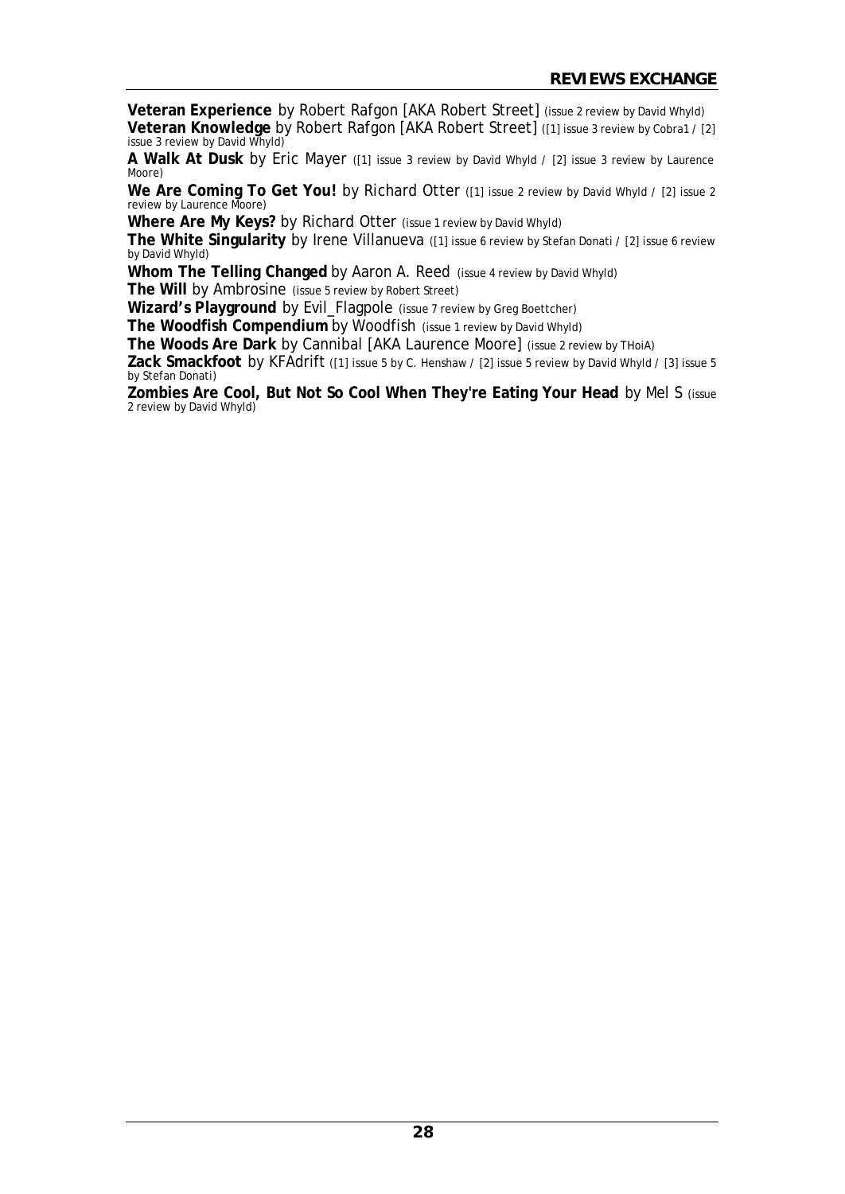**Veteran Experience** by Robert Rafgon [AKA Robert Street] (issue 2 review by David Whyld)

**Veteran Knowledge** by Robert Rafgon [AKA Robert Street] ([1] issue 3 review by Cobra1 / [2] issue 3 review by David Whyld)

**A Walk At Dusk** by Eric Mayer ([1] issue 3 review by David Whyld / [2] issue 3 review by Laurence Moore)

**We Are Coming To Get You!** by Richard Otter ([1] issue 2 review by David Whyld / [2] issue 2 review by Laurence Moore)

**Where Are My Keys?** by Richard Otter (issue 1 review by David Whyld)

**The White Singularity** by Irene Villanueva ([1] issue 6 review by Stefan Donati / [2] issue 6 review by David Whyld)

**Whom The Telling Changed** by Aaron A. Reed (issue 4 review by David Whyld)

**The Will** by Ambrosine (issue 5 review by Robert Street)

**Wizard's Playground** by Evil_Flagpole (issue 7 review by Greg Boettcher)

**The Woodfish Compendium** by Woodfish (issue 1 review by David Whyld)

**The Woods Are Dark** by Cannibal [AKA Laurence Moore] (issue 2 review by THoiA)

**Zack Smackfoot** by KFAdrift ([1] issue 5 by C. Henshaw / [2] issue 5 review by David Whyld / [3] issue 5 by Stefan Donati)

**Zombies Are Cool, But Not So Cool When They're Eating Your Head** by Mel S (issue 2 review by David Whyld)